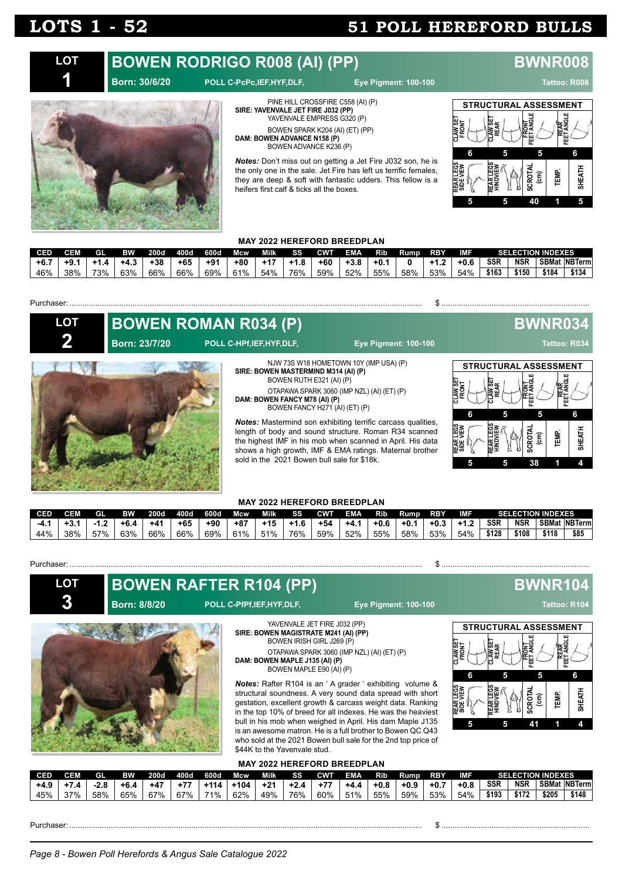# LOTS 1 - 52 — 51 POLL HEREFORD BULLS

## LOT 1 — BOWEN RODRIGO R008 (AI) (PP) — BWNR008

**Born: 30/6/20** POLL C-PcPc,IEF,HYF,DLF, Eye Pigment: 100-100 Tattoo: R008

PINE HILL CROSSFIRE C558 (AI) (P)
**SIRE: YAVENVALE JET FIRE J032 (PP)**
YAVENVALE EMPRESS G320 (P)
BOWEN SPARK K204 (AI) (ET) (PP)
**DAM: BOWEN ADVANCE N158 (P)**
BOWEN ADVANCE K236 (P)

***Notes:*** Don't miss out on getting a Jet Fire J032 son, he is the only one in the sale. Jet Fire has left us terrific females, they are deep & soft with fantastic udders. This fellow is a heifers first calf & ticks all the boxes.

**STRUCTURAL ASSESSMENT**

| CLAW SET FRONT | CLAW SET REAR | FRONT FEET ANGLE | REAR FEET ANGLE |
|---|---|---|---|
| 6 | 5 | 5 | 6 |

| REAR LEGS SIDE VIEW | REAR LEGS HINDVIEW | SCROTAL (cm) | TEMP. | SHEATH |
|---|---|---|---|---|
| 5 | 5 | 40 | 1 | 5 |

**MAY 2022 HEREFORD BREEDPLAN**

| CED | CEM | GL | BW | 200d | 400d | 600d | Mcw | Milk | SS | CWT | EMA | Rib | Rump | RBY | IMF | SSR | NSR | SBMat | NBTerm |
|---|---|---|---|---|---|---|---|---|---|---|---|---|---|---|---|---|---|---|---|
| | | | | | | | | | | | | | | | | SELECTION INDEXES | | | |
| +6.7 | +9.1 | +1.4 | +4.3 | +38 | +65 | +91 | +80 | +17 | +1.8 | +60 | +3.8 | +0.1 | 0 | +1.2 | +0.6 | $163 | $150 | $184 | $134 |
| 46% | 38% | 73% | 63% | 66% | 66% | 69% | 61% | 54% | 76% | 59% | 52% | 55% | 58% | 53% | 54% | | | | |

Purchaser: ........................................ $ ..........................

## LOT 2 — BOWEN ROMAN R034 (P) — BWNR034

**Born: 23/7/20** POLL C-HPf,IEF,HYF,DLF, Eye Pigment: 100-100 Tattoo: R034

NJW 73S W18 HOMETOWN 10Y (IMP USA) (P)
**SIRE: BOWEN MASTERMIND M314 (AI) (P)**
BOWEN RUTH E321 (AI) (P)
OTAPAWA SPARK 3060 (IMP NZL) (AI) (ET) (P)
**DAM: BOWEN FANCY M78 (AI) (P)**
BOWEN FANCY H271 (AI) (ET) (P)

***Notes:*** Mastermind son exhibiting terrific carcass qualities, length of body and sound structure. Roman R34 scanned the highest IMF in his mob when scanned in April. His data shows a high growth, IMF & EMA ratings. Maternal brother sold in the 2021 Bowen bull sale for $18k.

**STRUCTURAL ASSESSMENT**

| CLAW SET FRONT | CLAW SET REAR | FRONT FEET ANGLE | REAR FEET ANGLE |
|---|---|---|---|
| 6 | 5 | 5 | 6 |

| REAR LEGS SIDE VIEW | REAR LEGS HINDVIEW | SCROTAL (cm) | TEMP. | SHEATH |
|---|---|---|---|---|
| 5 | 5 | 38 | 1 | 4 |

**MAY 2022 HEREFORD BREEDPLAN**

| CED | CEM | GL | BW | 200d | 400d | 600d | Mcw | Milk | SS | CWT | EMA | Rib | Rump | RBY | IMF | SSR | NSR | SBMat | NBTerm |
|---|---|---|---|---|---|---|---|---|---|---|---|---|---|---|---|---|---|---|---|
| | | | | | | | | | | | | | | | | SELECTION INDEXES | | | |
| -4.1 | +3.1 | -1.2 | +6.4 | +41 | +65 | +90 | +87 | +15 | +1.6 | +54 | +4.1 | +0.6 | +0.1 | +0.3 | +1.2 | $128 | $108 | $118 | $85 |
| 44% | 38% | 57% | 63% | 66% | 66% | 69% | 61% | 51% | 76% | 59% | 52% | 55% | 58% | 53% | 54% | | | | |

Purchaser: ........................................ $ ..........................

## LOT 3 — BOWEN RAFTER R104 (PP) — BWNR104

**Born: 8/8/20** POLL C-PfPf,IEF,HYF,DLF, Eye Pigment: 100-100 Tattoo: R104

YAVENVALE JET FIRE J032 (PP)
**SIRE: BOWEN MAGISTRATE M241 (AI) (PP)**
BOWEN IRISH GIRL J269 (P)
OTAPAWA SPARK 3060 (IMP NZL) (AI) (ET) (P)
**DAM: BOWEN MAPLE J135 (AI) (P)**
BOWEN MAPLE E90 (AI) (P)

***Notes:*** Rafter R104 is an ' A grader ' exhibiting volume & structural soundness. A very sound data spread with short gestation, excellent growth & carcass weight data. Ranking in the top 10% of breed for all indexes. He was the heaviest bull in his mob when weighed in April. His dam Maple J135 is an awesome matron. He is a full brother to Bowen QC Q43 who sold at the 2021 Bowen bull sale for the 2nd top price of $44K to the Yavenvale stud.

**STRUCTURAL ASSESSMENT**

| CLAW SET FRONT | CLAW SET REAR | FRONT FEET ANGLE | REAR FEET ANGLE |
|---|---|---|---|
| 6 | 5 | 5 | 6 |

| REAR LEGS SIDE VIEW | REAR LEGS HINDVIEW | SCROTAL (cm) | TEMP. | SHEATH |
|---|---|---|---|---|
| 5 | 5 | 41 | 1 | 4 |

**MAY 2022 HEREFORD BREEDPLAN**

| CED | CEM | GL | BW | 200d | 400d | 600d | Mcw | Milk | SS | CWT | EMA | Rib | Rump | RBY | IMF | SSR | NSR | SBMat | NBTerm |
|---|---|---|---|---|---|---|---|---|---|---|---|---|---|---|---|---|---|---|---|
| | | | | | | | | | | | | | | | | SELECTION INDEXES | | | |
| +4.9 | +7.4 | -2.8 | +6.4 | +47 | +77 | +114 | +104 | +21 | +2.4 | +77 | +4.4 | +0.8 | +0.9 | +0.7 | +0.8 | $193 | $172 | $205 | $148 |
| 45% | 37% | 58% | 65% | 67% | 67% | 71% | 62% | 49% | 76% | 60% | 51% | 55% | 59% | 53% | 54% | | | | |

Purchaser: ........................................ $ ..........................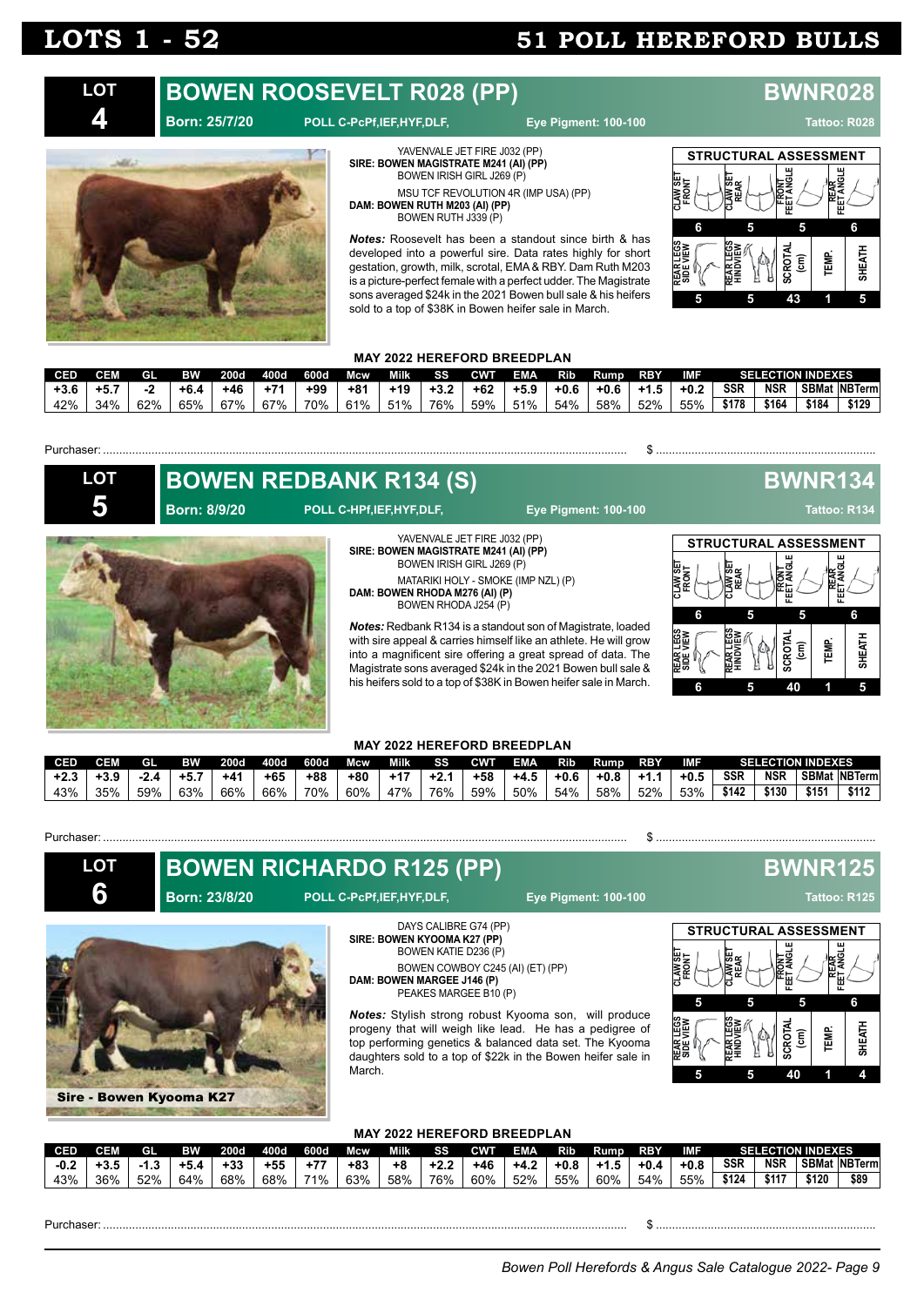# LOTS 1 - 52 — 51 POLL HEREFORD BULLS

## LOT 4 — BOWEN ROOSEVELT R028 (PP) — BWNR028

**Born: 25/7/20** POLL C-PcPf,IEF,HYF,DLF, **Eye Pigment: 100-100** **Tattoo: R028**

YAVENVALE JET FIRE J032 (PP)
**SIRE: BOWEN MAGISTRATE M241 (AI) (PP)**
BOWEN IRISH GIRL J269 (P)
MSU TCF REVOLUTION 4R (IMP USA) (PP)
**DAM: BOWEN RUTH M203 (AI) (PP)**
BOWEN RUTH J339 (P)

***Notes:*** Roosevelt has been a standout since birth & has developed into a powerful sire. Data rates highly for short gestation, growth, milk, scrotal, EMA & RBY. Dam Ruth M203 is a picture-perfect female with a perfect udder. The Magistrate sons averaged $24k in the 2021 Bowen bull sale & his heifers sold to a top of $38K in Bowen heifer sale in March.

**STRUCTURAL ASSESSMENT**

| CLAW SET FRONT | CLAW SET REAR | FRONT FEET ANGLE | REAR FEET ANGLE |
|---|---|---|---|
| 6 | 5 | 5 | 6 |

| REAR LEGS SIDE VIEW | REAR LEGS HINDVIEW | SCROTAL (cm) | TEMP. | SHEATH |
|---|---|---|---|---|
| 5 | 5 | 43 | 1 | 5 |

**MAY 2022 HEREFORD BREEDPLAN**

| CED | CEM | GL | BW | 200d | 400d | 600d | Mcw | Milk | SS | CWT | EMA | Rib | Rump | RBY | IMF | SSR | NSR | SBMat | NBTerm |
|---|---|---|---|---|---|---|---|---|---|---|---|---|---|---|---|---|---|---|---|
| | | | | | | | | | | | | | | | | SELECTION INDEXES | | | |
| +3.6 | +5.7 | -2 | +6.4 | +46 | +71 | +99 | +81 | +19 | +3.2 | +62 | +5.9 | +0.6 | +0.6 | +1.5 | +0.2 | $178 | $164 | $184 | $129 |
| 42% | 34% | 62% | 65% | 67% | 67% | 70% | 61% | 51% | 76% | 59% | 51% | 54% | 58% | 52% | 55% | | | | |

Purchaser: ............................................................ $ ....................................

## LOT 5 — BOWEN REDBANK R134 (S) — BWNR134

**Born: 8/9/20** POLL C-HPf,IEF,HYF,DLF, **Eye Pigment: 100-100** **Tattoo: R134**

YAVENVALE JET FIRE J032 (PP)
**SIRE: BOWEN MAGISTRATE M241 (AI) (PP)**
BOWEN IRISH GIRL J269 (P)
MATARIKI HOLY - SMOKE (IMP NZL) (P)
**DAM: BOWEN RHODA M276 (AI) (P)**
BOWEN RHODA J254 (P)

***Notes:*** Redbank R134 is a standout son of Magistrate, loaded with sire appeal & carries himself like an athlete. He will grow into a magnificent sire offering a great spread of data. The Magistrate sons averaged $24k in the 2021 Bowen bull sale & his heifers sold to a top of $38K in Bowen heifer sale in March.

**STRUCTURAL ASSESSMENT**

| CLAW SET FRONT | CLAW SET REAR | FRONT FEET ANGLE | REAR FEET ANGLE |
|---|---|---|---|
| 6 | 5 | 5 | 6 |

| REAR LEGS SIDE VIEW | REAR LEGS HINDVIEW | SCROTAL (cm) | TEMP. | SHEATH |
|---|---|---|---|---|
| 6 | 5 | 40 | 1 | 5 |

**MAY 2022 HEREFORD BREEDPLAN**

| CED | CEM | GL | BW | 200d | 400d | 600d | Mcw | Milk | SS | CWT | EMA | Rib | Rump | RBY | IMF | SSR | NSR | SBMat | NBTerm |
|---|---|---|---|---|---|---|---|---|---|---|---|---|---|---|---|---|---|---|---|
| | | | | | | | | | | | | | | | | SELECTION INDEXES | | | |
| +2.3 | +3.9 | -2.4 | +5.7 | +41 | +65 | +88 | +80 | +17 | +2.1 | +58 | +4.5 | +0.6 | +0.8 | +1.1 | +0.5 | $142 | $130 | $151 | $112 |
| 43% | 35% | 59% | 63% | 66% | 66% | 70% | 60% | 47% | 76% | 59% | 50% | 54% | 58% | 52% | 53% | | | | |

Purchaser: ............................................................ $ ....................................

## LOT 6 — BOWEN RICHARDO R125 (PP) — BWNR125

**Born: 23/8/20** POLL C-PcPf,IEF,HYF,DLF, **Eye Pigment: 100-100** **Tattoo: R125**

DAYS CALIBRE G74 (PP)
**SIRE: BOWEN KYOOMA K27 (PP)**
BOWEN KATIE D236 (P)
BOWEN COWBOY C245 (AI) (ET) (PP)
**DAM: BOWEN MARGEE J146 (P)**
PEAKES MARGEE B10 (P)

***Notes:*** Stylish strong robust Kyooma son, will produce progeny that will weigh like lead. He has a pedigree of top performing genetics & balanced data set. The Kyooma daughters sold to a top of $22k in the Bowen heifer sale in March.

Sire - Bowen Kyooma K27

**STRUCTURAL ASSESSMENT**

| CLAW SET FRONT | CLAW SET REAR | FRONT FEET ANGLE | REAR FEET ANGLE |
|---|---|---|---|
| 5 | 5 | 5 | 6 |

| REAR LEGS SIDE VIEW | REAR LEGS HINDVIEW | SCROTAL (cm) | TEMP. | SHEATH |
|---|---|---|---|---|
| 5 | 5 | 40 | 1 | 4 |

**MAY 2022 HEREFORD BREEDPLAN**

| CED | CEM | GL | BW | 200d | 400d | 600d | Mcw | Milk | SS | CWT | EMA | Rib | Rump | RBY | IMF | SSR | NSR | SBMat | NBTerm |
|---|---|---|---|---|---|---|---|---|---|---|---|---|---|---|---|---|---|---|---|
| | | | | | | | | | | | | | | | | SELECTION INDEXES | | | |
| -0.2 | +3.5 | -1.3 | +5.4 | +33 | +55 | +77 | +83 | +8 | +2.2 | +46 | +4.2 | +0.8 | +1.5 | +0.4 | +0.8 | $124 | $117 | $120 | $89 |
| 43% | 36% | 52% | 64% | 68% | 68% | 71% | 63% | 58% | 76% | 60% | 52% | 55% | 60% | 54% | 55% | | | | |

Purchaser: ............................................................ $ ....................................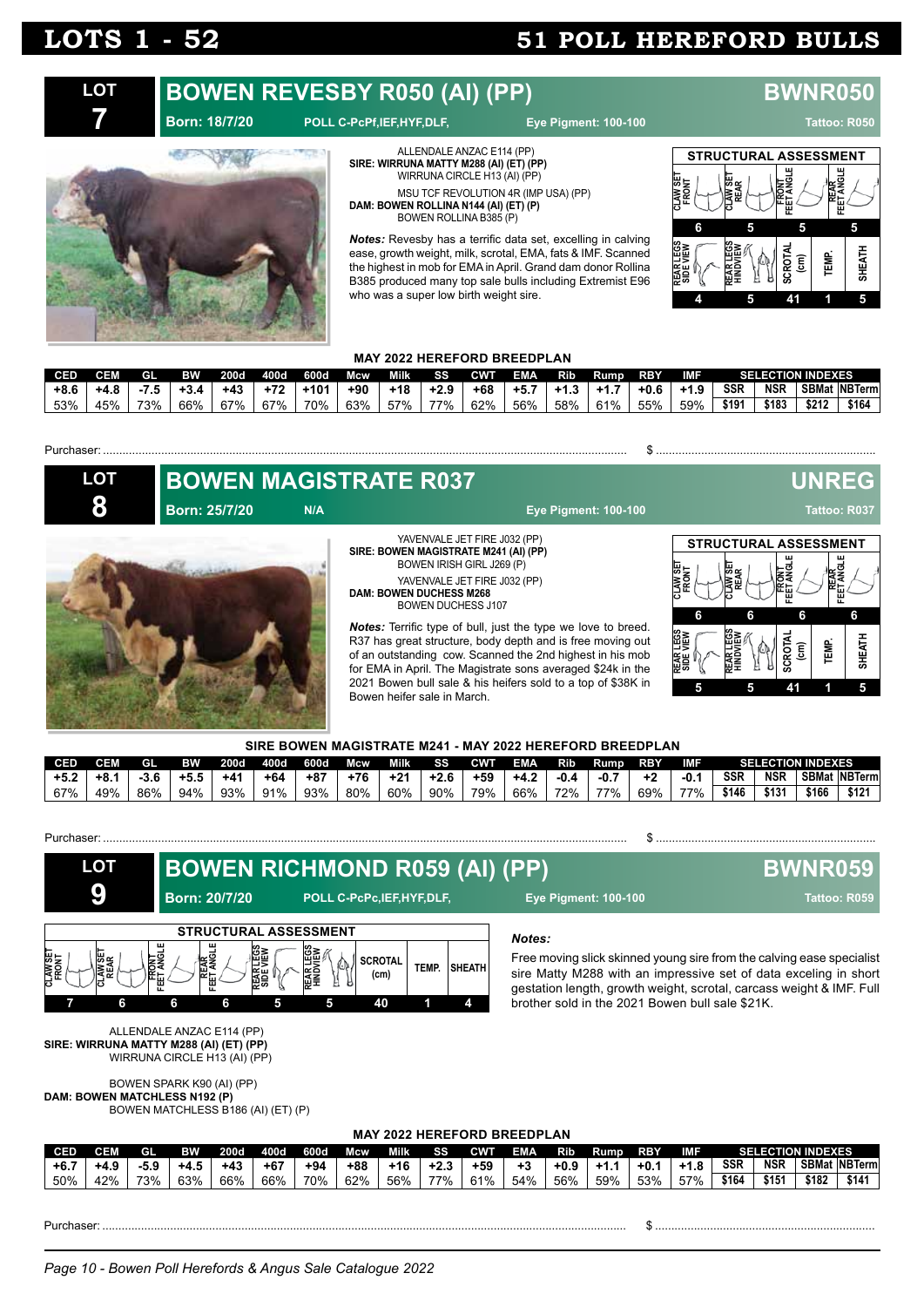# LOTS 1 - 52 — 51 POLL HEREFORD BULLS

## LOT 7 — BOWEN REVESBY R050 (AI) (PP) — BWNR050

**Born: 18/7/20** — POLL C-PcPf,IEF,HYF,DLF, — Eye Pigment: 100-100 — Tattoo: R050

ALLENDALE ANZAC E114 (PP)
**SIRE: WIRRUNA MATTY M288 (AI) (ET) (PP)**
WIRRUNA CIRCLE H13 (AI) (PP)

MSU TCF REVOLUTION 4R (IMP USA) (PP)
**DAM: BOWEN ROLLINA N144 (AI) (ET) (P)**
BOWEN ROLLINA B385 (P)

***Notes:*** Revesby has a terrific data set, excelling in calving ease, growth weight, milk, scrotal, EMA, fats & IMF. Scanned the highest in mob for EMA in April. Grand dam donor Rollina B385 produced many top sale bulls including Extremist E96 who was a super low birth weight sire.

**STRUCTURAL ASSESSMENT**

| CLAW SET FRONT | CLAW SET REAR | FRONT FEET ANGLE | REAR FEET ANGLE |
|---|---|---|---|
| 6 | 5 | 5 | 5 |

| REAR LEGS SIDE VIEW | REAR LEGS HINDVIEW | SCROTAL (cm) | TEMP. | SHEATH |
|---|---|---|---|---|
| 4 | 5 | 41 | 1 | 5 |

**MAY 2022 HEREFORD BREEDPLAN**

| CED | CEM | GL | BW | 200d | 400d | 600d | Mcw | Milk | SS | CWT | EMA | Rib | Rump | RBY | IMF | SSR | NSR | SBMat | NBTerm |
|---|---|---|---|---|---|---|---|---|---|---|---|---|---|---|---|---|---|---|---|
| +8.6 | +4.8 | -7.5 | +3.4 | +43 | +72 | +101 | +90 | +18 | +2.9 | +68 | +5.7 | +1.3 | +1.7 | +0.6 | +1.9 | $191 | $183 | $212 | $164 |
| 53% | 45% | 73% | 66% | 67% | 67% | 70% | 63% | 57% | 77% | 62% | 56% | 58% | 61% | 55% | 59% | | | | |

Purchaser: ........................................ $ ........................................

## LOT 8 — BOWEN MAGISTRATE R037 — UNREG

**Born: 25/7/20** — N/A — Eye Pigment: 100-100 — Tattoo: R037

YAVENVALE JET FIRE J032 (PP)
**SIRE: BOWEN MAGISTRATE M241 (AI) (PP)**
BOWEN IRISH GIRL J269 (P)

YAVENVALE JET FIRE J032 (PP)
**DAM: BOWEN DUCHESS M268**
BOWEN DUCHESS J107

***Notes:*** Terrific type of bull, just the type we love to breed. R37 has great structure, body depth and is free moving out of an outstanding cow. Scanned the 2nd highest in his mob for EMA in April. The Magistrate sons averaged $24k in the 2021 Bowen bull sale & his heifers sold to a top of $38K in Bowen heifer sale in March.

**STRUCTURAL ASSESSMENT**

| CLAW SET FRONT | CLAW SET REAR | FRONT FEET ANGLE | REAR FEET ANGLE |
|---|---|---|---|
| 6 | 6 | 6 | 6 |

| REAR LEGS SIDE VIEW | REAR LEGS HINDVIEW | SCROTAL (cm) | TEMP. | SHEATH |
|---|---|---|---|---|
| 5 | 5 | 41 | 1 | 5 |

**SIRE BOWEN MAGISTRATE M241 - MAY 2022 HEREFORD BREEDPLAN**

| CED | CEM | GL | BW | 200d | 400d | 600d | Mcw | Milk | SS | CWT | EMA | Rib | Rump | RBY | IMF | SSR | NSR | SBMat | NBTerm |
|---|---|---|---|---|---|---|---|---|---|---|---|---|---|---|---|---|---|---|---|
| +5.2 | +8.1 | -3.6 | +5.5 | +41 | +64 | +87 | +76 | +21 | +2.6 | +59 | +4.2 | -0.4 | -0.7 | +2 | -0.1 | $146 | $131 | $166 | $121 |
| 67% | 49% | 86% | 94% | 93% | 91% | 93% | 80% | 60% | 90% | 79% | 66% | 72% | 77% | 69% | 77% | | | | |

Purchaser: ........................................ $ ........................................

## LOT 9 — BOWEN RICHMOND R059 (AI) (PP) — BWNR059

**Born: 20/7/20** — POLL C-PcPc,IEF,HYF,DLF, — Eye Pigment: 100-100 — Tattoo: R059

**STRUCTURAL ASSESSMENT**

| CLAW SET FRONT | CLAW SET REAR | FRONT FEET ANGLE | REAR FEET ANGLE | REAR LEGS SIDE VIEW | REAR LEGS HINDVIEW | SCROTAL (cm) | TEMP. | SHEATH |
|---|---|---|---|---|---|---|---|---|
| 7 | 6 | 6 | 6 | 5 | 5 | 40 | 1 | 4 |

***Notes:***

Free moving slick skinned young sire from the calving ease specialist sire Matty M288 with an impressive set of data exceling in short gestation length, growth weight, scrotal, carcass weight & IMF. Full brother sold in the 2021 Bowen bull sale $21K.

ALLENDALE ANZAC E114 (PP)
**SIRE: WIRRUNA MATTY M288 (AI) (ET) (PP)**
WIRRUNA CIRCLE H13 (AI) (PP)

BOWEN SPARK K90 (AI) (PP)
**DAM: BOWEN MATCHLESS N192 (P)**
BOWEN MATCHLESS B186 (AI) (ET) (P)

**MAY 2022 HEREFORD BREEDPLAN**

| CED | CEM | GL | BW | 200d | 400d | 600d | Mcw | Milk | SS | CWT | EMA | Rib | Rump | RBY | IMF | SSR | NSR | SBMat | NBTerm |
|---|---|---|---|---|---|---|---|---|---|---|---|---|---|---|---|---|---|---|---|
| +6.7 | +4.9 | -5.9 | +4.5 | +43 | +67 | +94 | +88 | +16 | +2.3 | +59 | +3 | +0.9 | +1.1 | +0.1 | +1.8 | $164 | $151 | $182 | $141 |
| 50% | 42% | 73% | 63% | 66% | 66% | 70% | 62% | 56% | 77% | 61% | 54% | 56% | 59% | 53% | 57% | | | | |

Purchaser: ........................................ $ ........................................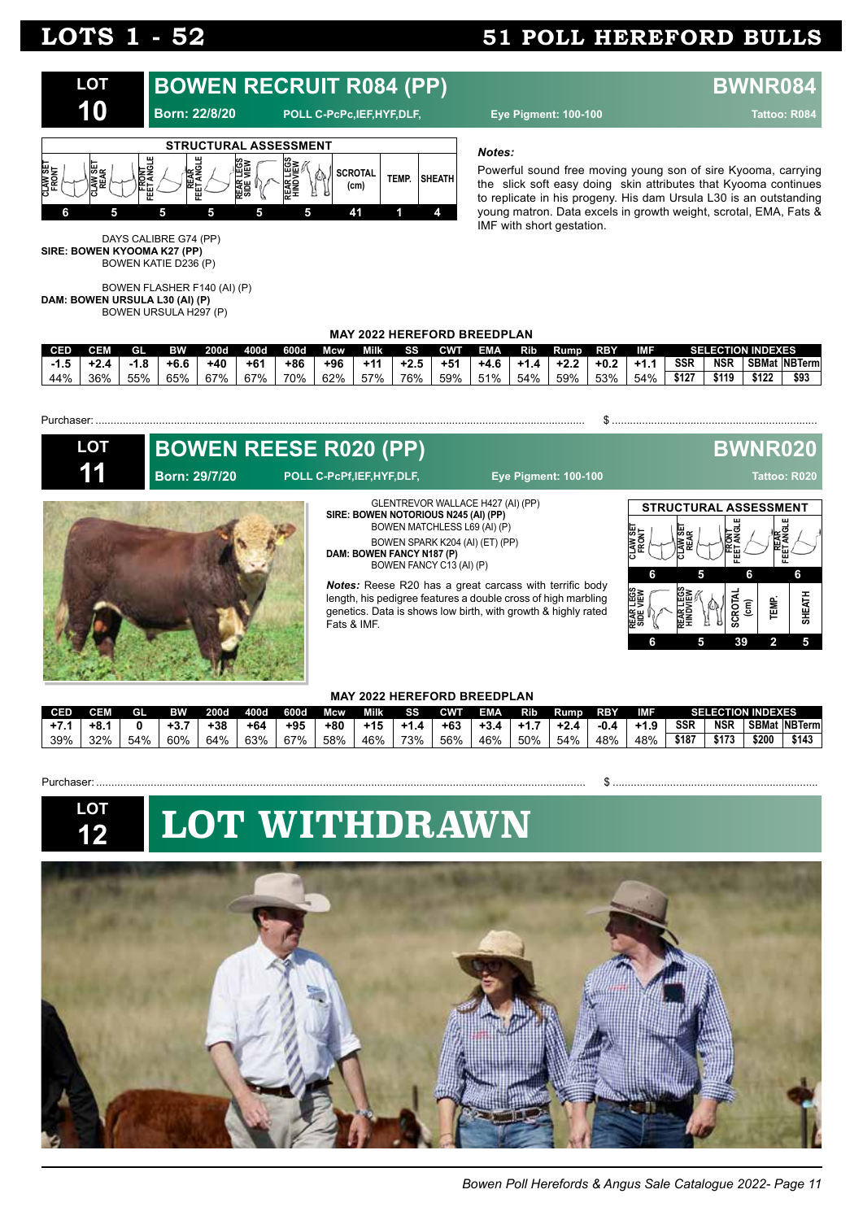# LOTS 1 - 52 — 51 POLL HEREFORD BULLS

## LOT 10 — BOWEN RECRUIT R084 (PP) — BWNR084

**Born: 22/8/20** POLL C-PcPc,IEF,HYF,DLF, Eye Pigment: 100-100 Tattoo: R084

**STRUCTURAL ASSESSMENT**

| CLAW SET FRONT | CLAW SET REAR | FRONT FEET ANGLE | REAR FEET ANGLE | REAR LEGS SIDE VIEW | REAR LEGS HINDVIEW | SCROTAL (cm) | TEMP. | SHEATH |
|---|---|---|---|---|---|---|---|---|
| 6 | 5 | 5 | 5 | 5 | 5 | 41 | 1 | 4 |

DAYS CALIBRE G74 (PP)
**SIRE: BOWEN KYOOMA K27 (PP)**
BOWEN KATIE D236 (P)

BOWEN FLASHER F140 (AI) (P)
**DAM: BOWEN URSULA L30 (AI) (P)**
BOWEN URSULA H297 (P)

***Notes:***

Powerful sound free moving young son of sire Kyooma, carrying the slick soft easy doing skin attributes that Kyooma continues to replicate in his progeny. His dam Ursula L30 is an outstanding young matron. Data excels in growth weight, scrotal, EMA, Fats & IMF with short gestation.

**MAY 2022 HEREFORD BREEDPLAN**

| CED | CEM | GL | BW | 200d | 400d | 600d | Mcw | Milk | SS | CWT | EMA | Rib | Rump | RBY | IMF | SSR | NSR | SBMat | NBTerm |
|---|---|---|---|---|---|---|---|---|---|---|---|---|---|---|---|---|---|---|---|
| -1.5 | +2.4 | -1.8 | +6.6 | +40 | +61 | +86 | +96 | +11 | +2.5 | +51 | +4.6 | +1.4 | +2.2 | +0.2 | +1.1 | $127 | $119 | $122 | $93 |
| 44% | 36% | 55% | 65% | 67% | 67% | 70% | 62% | 57% | 76% | 59% | 51% | 54% | 59% | 53% | 54% | | | | |

Purchaser: ............................................................ $ ..............................

## LOT 11 — BOWEN REESE R020 (PP) — BWNR020

**Born: 29/7/20** POLL C-PcPf,IEF,HYF,DLF, Eye Pigment: 100-100 Tattoo: R020

GLENTREVOR WALLACE H427 (AI) (PP)
**SIRE: BOWEN NOTORIOUS N245 (AI) (PP)**
BOWEN MATCHLESS L69 (AI) (P)

BOWEN SPARK K204 (AI) (ET) (PP)
**DAM: BOWEN FANCY N187 (P)**
BOWEN FANCY C13 (AI) (P)

***Notes:*** Reese R20 has a great carcass with terrific body length, his pedigree features a double cross of high marbling genetics. Data is shows low birth, with growth & highly rated Fats & IMF.

**STRUCTURAL ASSESSMENT**

| CLAW SET FRONT | CLAW SET REAR | FRONT FEET ANGLE | REAR FEET ANGLE | REAR LEGS SIDE VIEW | REAR LEGS HINDVIEW | SCROTAL (cm) | TEMP. | SHEATH |
|---|---|---|---|---|---|---|---|---|
| 6 | 5 | 6 | 6 | 6 | 5 | 39 | 2 | 5 |

**MAY 2022 HEREFORD BREEDPLAN**

| CED | CEM | GL | BW | 200d | 400d | 600d | Mcw | Milk | SS | CWT | EMA | Rib | Rump | RBY | IMF | SSR | NSR | SBMat | NBTerm |
|---|---|---|---|---|---|---|---|---|---|---|---|---|---|---|---|---|---|---|---|
| +7.1 | +8.1 | 0 | +3.7 | +38 | +64 | +95 | +80 | +15 | +1.4 | +63 | +3.4 | +1.7 | +2.4 | -0.4 | +1.9 | $187 | $173 | $200 | $143 |
| 39% | 32% | 54% | 60% | 64% | 63% | 67% | 58% | 46% | 73% | 56% | 46% | 50% | 54% | 48% | 48% | | | | |

Purchaser: ............................................................ $ ..............................

## LOT 12 — LOT WITHDRAWN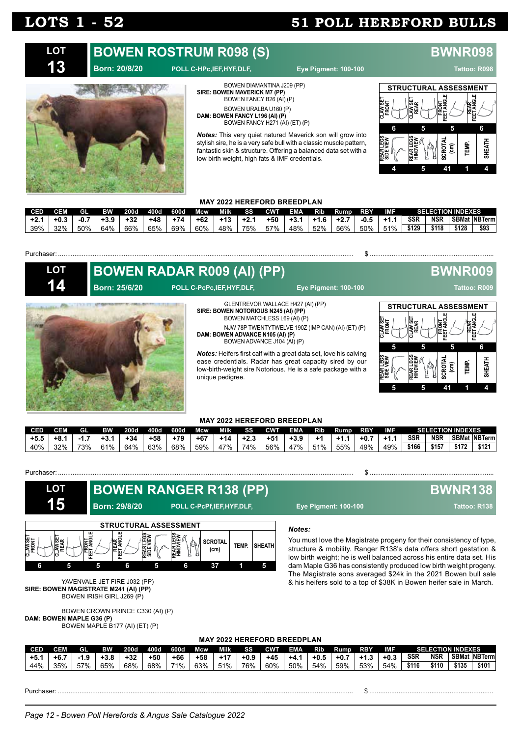# LOTS 1 - 52 — 51 POLL HEREFORD BULLS

## LOT 13 — BOWEN ROSTRUM R098 (S) — BWNR098

**Born: 20/8/20** POLL C-HPc,IEF,HYF,DLF, Eye Pigment: 100-100 Tattoo: R098

BOWEN DIAMANTINA J209 (PP)
**SIRE: BOWEN MAVERICK M7 (PP)**
BOWEN FANCY B26 (AI) (P)

BOWEN URALBA U160 (P)
**DAM: BOWEN FANCY L196 (AI) (P)**
BOWEN FANCY H271 (AI) (ET) (P)

***Notes:*** This very quiet natured Maverick son will grow into stylish sire, he is a very safe bull with a classic muscle pattern, fantastic skin & structure. Offering a balanced data set with a low birth weight, high fats & IMF credentials.

**STRUCTURAL ASSESSMENT**

| Claw Set Front | Claw Set Rear | Front Feet Angle | Rear Feet Angle |
|---|---|---|---|
| 6 | 5 | 5 | 6 |

| Rear Legs Side View | Rear Legs Hindview | Scrotal (cm) | Temp. | Sheath |
|---|---|---|---|---|
| 4 | 5 | 41 | 1 | 4 |

**MAY 2022 HEREFORD BREEDPLAN**

| CED | CEM | GL | BW | 200d | 400d | 600d | Mcw | Milk | SS | CWT | EMA | Rib | Rump | RBY | IMF | SSR | NSR | SBMat | NBTerm |
|---|---|---|---|---|---|---|---|---|---|---|---|---|---|---|---|---|---|---|---|
| +2.1 | +0.3 | -0.7 | +3.9 | +32 | +48 | +74 | +62 | +13 | +2.1 | +50 | +3.1 | +1.6 | +2.7 | -0.5 | +1.1 | $129 | $118 | $128 | $93 |
| 39% | 32% | 50% | 64% | 66% | 65% | 69% | 60% | 48% | 75% | 57% | 48% | 52% | 56% | 50% | 51% | | | | |

Purchaser: ........................................ $ ........................

## LOT 14 — BOWEN RADAR R009 (AI) (PP) — BWNR009

**Born: 25/6/20** POLL C-PcPc,IEF,HYF,DLF, Eye Pigment: 100-100 Tattoo: R009

GLENTREVOR WALLACE H427 (AI) (PP)
**SIRE: BOWEN NOTORIOUS N245 (AI) (PP)**
BOWEN MATCHLESS L69 (AI) (P)

NJW 78P TWENTYTWELVE 190Z (IMP CAN) (AI) (ET) (P)
**DAM: BOWEN ADVANCE N105 (AI) (P)**
BOWEN ADVANCE J104 (AI) (P)

***Notes:*** Heifers first calf with a great data set, love his calving ease credentials. Radar has great capacity sired by our low-birth-weight sire Notorious. He is a safe package with a unique pedigree.

**STRUCTURAL ASSESSMENT**

| Claw Set Front | Claw Set Rear | Front Feet Angle | Rear Feet Angle |
|---|---|---|---|
| 5 | 5 | 5 | 6 |

| Rear Legs Side View | Rear Legs Hindview | Scrotal (cm) | Temp. | Sheath |
|---|---|---|---|---|
| 5 | 5 | 41 | 1 | 4 |

**MAY 2022 HEREFORD BREEDPLAN**

| CED | CEM | GL | BW | 200d | 400d | 600d | Mcw | Milk | SS | CWT | EMA | Rib | Rump | RBY | IMF | SSR | NSR | SBMat | NBTerm |
|---|---|---|---|---|---|---|---|---|---|---|---|---|---|---|---|---|---|---|---|
| +5.5 | +8.1 | -1.7 | +3.1 | +34 | +58 | +79 | +67 | +14 | +2.3 | +51 | +3.9 | +1 | +1.1 | +0.7 | +1.1 | $166 | $157 | $172 | $121 |
| 40% | 32% | 73% | 61% | 64% | 63% | 68% | 59% | 47% | 74% | 56% | 47% | 51% | 55% | 49% | 49% | | | | |

Purchaser: ........................................ $ ........................

## LOT 15 — BOWEN RANGER R138 (PP) — BWNR138

**Born: 29/8/20** POLL C-PcPf,IEF,HYF,DLF, Eye Pigment: 100-100 Tattoo: R138

**STRUCTURAL ASSESSMENT**

| Claw Set Front | Claw Set Rear | Front Feet Angle | Rear Feet Angle | Rear Legs Side View | Rear Legs Hindview | Scrotal (cm) | Temp. | Sheath |
|---|---|---|---|---|---|---|---|---|
| 6 | 5 | 5 | 6 | 5 | 6 | 37 | 1 | 5 |

YAVENVALE JET FIRE J032 (PP)
**SIRE: BOWEN MAGISTRATE M241 (AI) (PP)**
BOWEN IRISH GIRL J269 (P)

BOWEN CROWN PRINCE C330 (AI) (P)
**DAM: BOWEN MAPLE G36 (P)**
BOWEN MAPLE B177 (AI) (ET) (P)

***Notes:***

You must love the Magistrate progeny for their consistency of type, structure & mobility. Ranger R138's data offers short gestation & low birth weight; he is well balanced across his entire data set. His dam Maple G36 has consistently produced low birth weight progeny. The Magistrate sons averaged $24k in the 2021 Bowen bull sale & his heifers sold to a top of $38K in Bowen heifer sale in March.

**MAY 2022 HEREFORD BREEDPLAN**

| CED | CEM | GL | BW | 200d | 400d | 600d | Mcw | Milk | SS | CWT | EMA | Rib | Rump | RBY | IMF | SSR | NSR | SBMat | NBTerm |
|---|---|---|---|---|---|---|---|---|---|---|---|---|---|---|---|---|---|---|---|
| +5.1 | +6.7 | -1.9 | +3.8 | +32 | +50 | +66 | +58 | +17 | +0.9 | +45 | +4.1 | +0.5 | +0.7 | +1.3 | +0.3 | $116 | $110 | $135 | $101 |
| 44% | 35% | 57% | 65% | 68% | 68% | 71% | 63% | 51% | 76% | 60% | 50% | 54% | 59% | 53% | 54% | | | | |

Purchaser: ........................................ $ ........................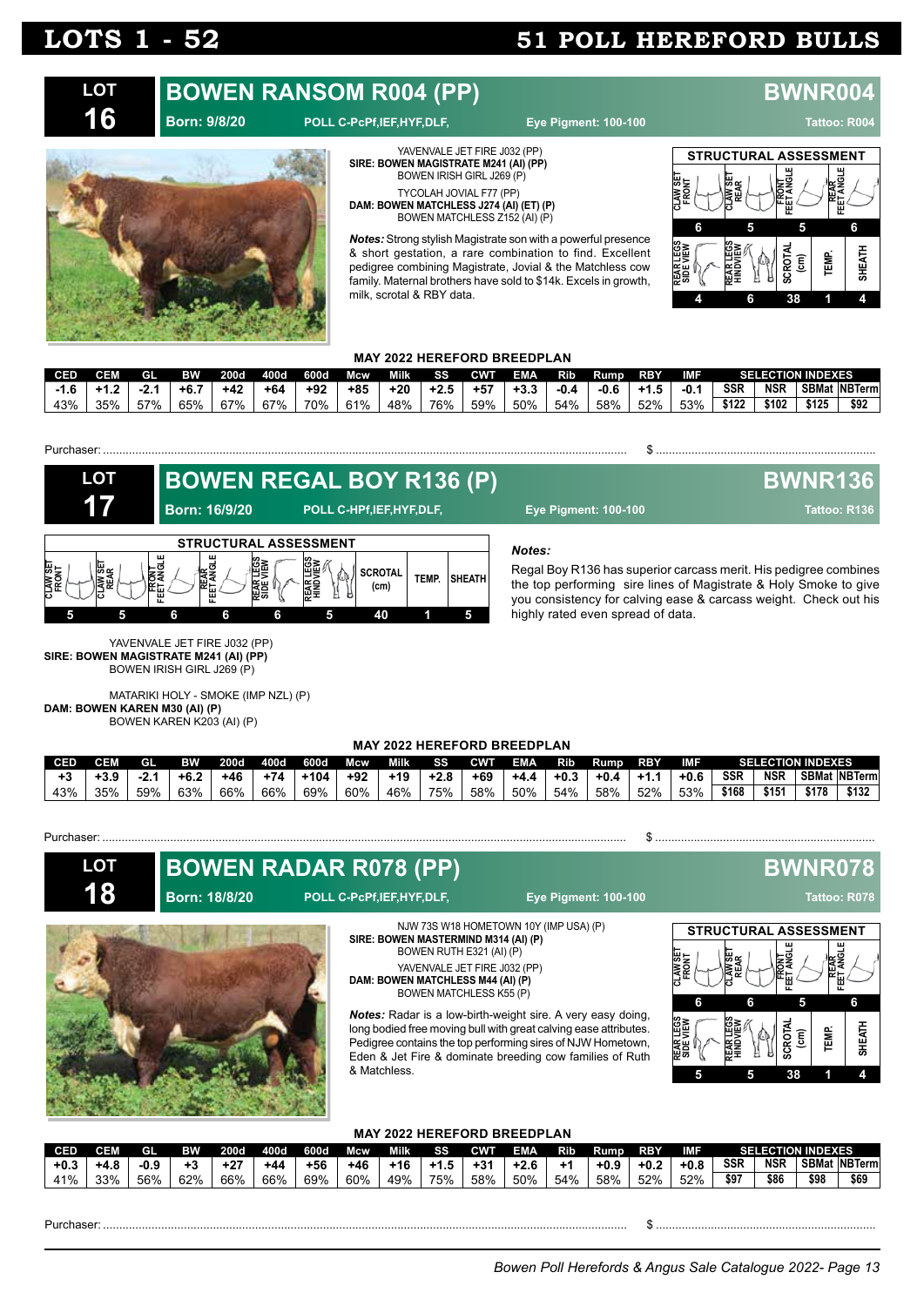# LOTS 1 - 52 — 51 POLL HEREFORD BULLS

## LOT 16 — BOWEN RANSOM R004 (PP) — BWNR004

**Born: 9/8/20** — POLL C-PcPf,IEF,HYF,DLF, — Eye Pigment: 100-100 — Tattoo: R004

YAVENVALE JET FIRE J032 (PP)
**SIRE: BOWEN MAGISTRATE M241 (AI) (PP)**
BOWEN IRISH GIRL J269 (P)

TYCOLAH JOVIAL F77 (PP)
**DAM: BOWEN MATCHLESS J274 (AI) (ET) (P)**
BOWEN MATCHLESS Z152 (AI) (P)

***Notes:*** Strong stylish Magistrate son with a powerful presence & short gestation, a rare combination to find. Excellent pedigree combining Magistrate, Jovial & the Matchless cow family. Maternal brothers have sold to $14k. Excels in growth, milk, scrotal & RBY data.

**STRUCTURAL ASSESSMENT**

| CLAW SET FRONT | CLAW SET REAR | FRONT FEET ANGLE | REAR FEET ANGLE | REAR LEGS SIDE VIEW | REAR LEGS HINDVIEW | SCROTAL (cm) | TEMP. | SHEATH |
|---|---|---|---|---|---|---|---|---|
| 6 | 5 | 5 | 6 | 4 | 6 | 38 | 1 | 4 |

**MAY 2022 HEREFORD BREEDPLAN**

| CED | CEM | GL | BW | 200d | 400d | 600d | Mcw | Milk | SS | CWT | EMA | Rib | Rump | RBY | IMF | SSR | NSR | SBMat | NBTerm |
|---|---|---|---|---|---|---|---|---|---|---|---|---|---|---|---|---|---|---|---|
| -1.6 | +1.2 | -2.1 | +6.7 | +42 | +64 | +92 | +85 | +20 | +2.5 | +57 | +3.3 | -0.4 | -0.6 | +1.5 | -0.1 | $122 | $102 | $125 | $92 |
| 43% | 35% | 57% | 65% | 67% | 67% | 70% | 61% | 48% | 76% | 59% | 50% | 54% | 58% | 52% | 53% | | | | |

Purchaser: ........................................ $ ........................

## LOT 17 — BOWEN REGAL BOY R136 (P) — BWNR136

**Born: 16/9/20** — POLL C-HPf,IEF,HYF,DLF, — Eye Pigment: 100-100 — Tattoo: R136

**STRUCTURAL ASSESSMENT**

| CLAW SET FRONT | CLAW SET REAR | FRONT FEET ANGLE | REAR FEET ANGLE | REAR LEGS SIDE VIEW | REAR LEGS HINDVIEW | SCROTAL (cm) | TEMP. | SHEATH |
|---|---|---|---|---|---|---|---|---|
| 5 | 5 | 6 | 6 | 6 | 5 | 40 | 1 | 5 |

***Notes:***
Regal Boy R136 has superior carcass merit. His pedigree combines the top performing sire lines of Magistrate & Holy Smoke to give you consistency for calving ease & carcass weight. Check out his highly rated even spread of data.

YAVENVALE JET FIRE J032 (PP)
**SIRE: BOWEN MAGISTRATE M241 (AI) (PP)**
BOWEN IRISH GIRL J269 (P)

MATARIKI HOLY - SMOKE (IMP NZL) (P)
**DAM: BOWEN KAREN M30 (AI) (P)**
BOWEN KAREN K203 (AI) (P)

**MAY 2022 HEREFORD BREEDPLAN**

| CED | CEM | GL | BW | 200d | 400d | 600d | Mcw | Milk | SS | CWT | EMA | Rib | Rump | RBY | IMF | SSR | NSR | SBMat | NBTerm |
|---|---|---|---|---|---|---|---|---|---|---|---|---|---|---|---|---|---|---|---|
| +3 | +3.9 | -2.1 | +6.2 | +46 | +74 | +104 | +92 | +19 | +2.8 | +69 | +4.4 | +0.3 | +0.4 | +1.1 | +0.6 | $168 | $151 | $178 | $132 |
| 43% | 35% | 59% | 63% | 66% | 66% | 69% | 60% | 46% | 75% | 58% | 50% | 54% | 58% | 52% | 53% | | | | |

Purchaser: ........................................ $ ........................

## LOT 18 — BOWEN RADAR R078 (PP) — BWNR078

**Born: 18/8/20** — POLL C-PcPf,IEF,HYF,DLF, — Eye Pigment: 100-100 — Tattoo: R078

NJW 73S W18 HOMETOWN 10Y (IMP USA) (P)
**SIRE: BOWEN MASTERMIND M314 (AI) (P)**
BOWEN RUTH E321 (AI) (P)

YAVENVALE JET FIRE J032 (PP)
**DAM: BOWEN MATCHLESS M44 (AI) (P)**
BOWEN MATCHLESS K55 (P)

***Notes:*** Radar is a low-birth-weight sire. A very easy doing, long bodied free moving bull with great calving ease attributes. Pedigree contains the top performing sires of NJW Hometown, Eden & Jet Fire & dominate breeding cow families of Ruth & Matchless.

**STRUCTURAL ASSESSMENT**

| CLAW SET FRONT | CLAW SET REAR | FRONT FEET ANGLE | REAR FEET ANGLE | REAR LEGS SIDE VIEW | REAR LEGS HINDVIEW | SCROTAL (cm) | TEMP. | SHEATH |
|---|---|---|---|---|---|---|---|---|
| 6 | 6 | 5 | 6 | 5 | 5 | 38 | 1 | 4 |

**MAY 2022 HEREFORD BREEDPLAN**

| CED | CEM | GL | BW | 200d | 400d | 600d | Mcw | Milk | SS | CWT | EMA | Rib | Rump | RBY | IMF | SSR | NSR | SBMat | NBTerm |
|---|---|---|---|---|---|---|---|---|---|---|---|---|---|---|---|---|---|---|---|
| +0.3 | +4.8 | -0.9 | +3 | +27 | +44 | +56 | +46 | +16 | +1.5 | +31 | +2.6 | +1 | +0.9 | +0.2 | +0.8 | $97 | $86 | $98 | $69 |
| 41% | 33% | 56% | 62% | 66% | 66% | 69% | 60% | 49% | 75% | 58% | 50% | 54% | 58% | 52% | 52% | | | | |

Purchaser: ........................................ $ ........................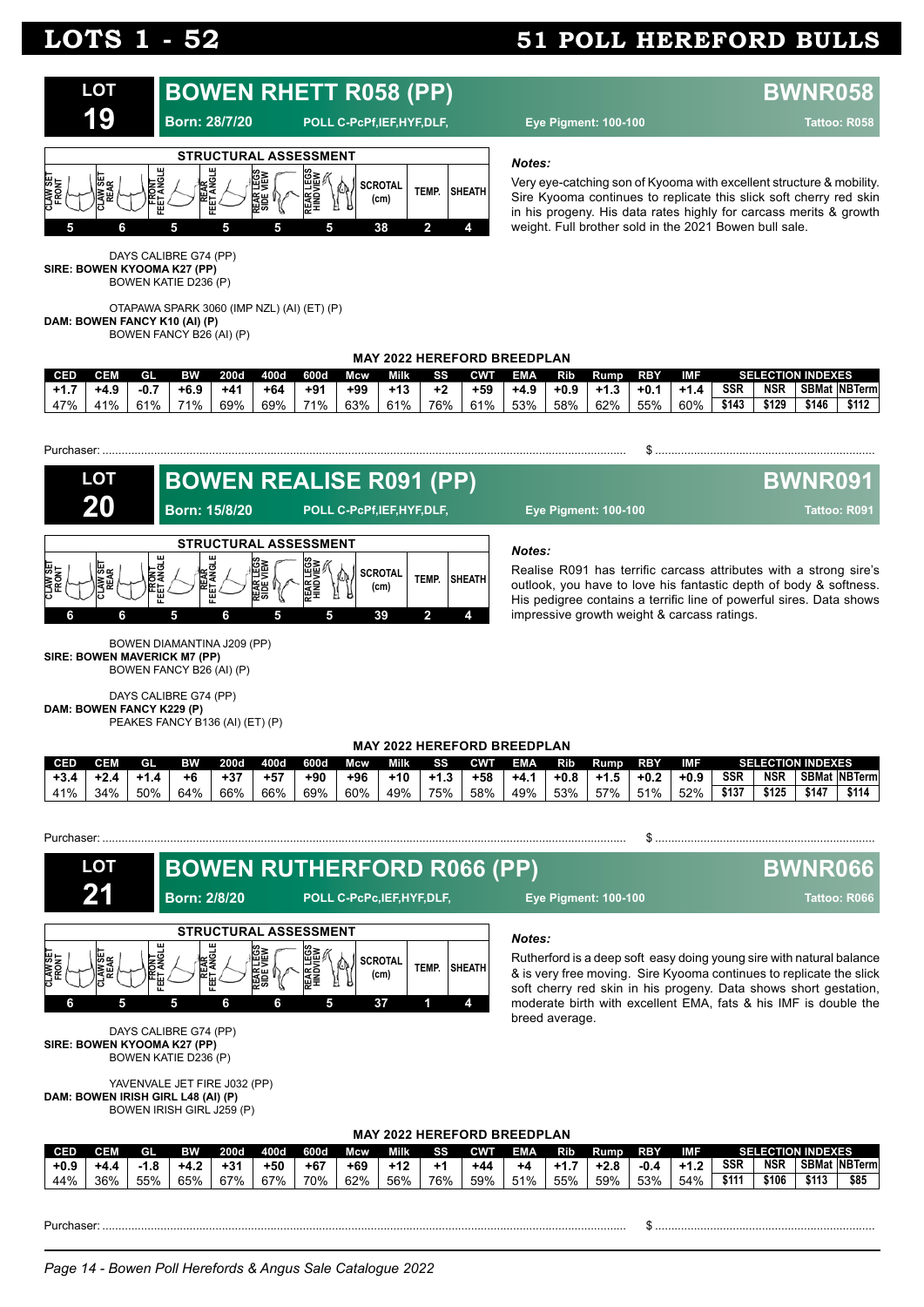# LOTS 1 - 52

# 51 POLL HEREFORD BULLS

## LOT 19 — BOWEN RHETT R058 (PP) — BWNR058

**Born: 28/7/20** POLL C-PcPf,IEF,HYF,DLF, **Eye Pigment: 100-100** **Tattoo: R058**

**STRUCTURAL ASSESSMENT**

| CLAW SET FRONT | CLAW SET REAR | FRONT FEET ANGLE | REAR FEET ANGLE | REAR LEGS SIDE VIEW | REAR LEGS HIND VIEW | SCROTAL (cm) | TEMP. | SHEATH |
|---|---|---|---|---|---|---|---|---|
| 5 | 6 | 5 | 5 | 5 | 5 | 38 | 2 | 4 |

***Notes:***

Very eye-catching son of Kyooma with excellent structure & mobility. Sire Kyooma continues to replicate this slick soft cherry red skin in his progeny. His data rates highly for carcass merits & growth weight. Full brother sold in the 2021 Bowen bull sale.

DAYS CALIBRE G74 (PP)
**SIRE: BOWEN KYOOMA K27 (PP)**
BOWEN KATIE D236 (P)

OTAPAWA SPARK 3060 (IMP NZL) (AI) (ET) (P)
**DAM: BOWEN FANCY K10 (AI) (P)**
BOWEN FANCY B26 (AI) (P)

**MAY 2022 HEREFORD BREEDPLAN**

| CED | CEM | GL | BW | 200d | 400d | 600d | Mcw | Milk | SS | CWT | EMA | Rib | Rump | RBY | IMF | SSR | NSR | SBMat | NBTerm |
|---|---|---|---|---|---|---|---|---|---|---|---|---|---|---|---|---|---|---|---|
| +1.7 | +4.9 | -0.7 | +6.9 | +41 | +64 | +91 | +99 | +13 | +2 | +59 | +4.9 | +0.9 | +1.3 | +0.1 | +1.4 | $143 | $129 | $146 | $112 |
| 47% | 41% | 61% | 71% | 69% | 69% | 71% | 63% | 61% | 76% | 61% | 53% | 58% | 62% | 55% | 60% | | | | |

Purchaser: ........................................ $ ........................................

## LOT 20 — BOWEN REALISE R091 (PP) — BWNR091

**Born: 15/8/20** POLL C-PcPf,IEF,HYF,DLF, **Eye Pigment: 100-100** **Tattoo: R091**

**STRUCTURAL ASSESSMENT**

| CLAW SET FRONT | CLAW SET REAR | FRONT FEET ANGLE | REAR FEET ANGLE | REAR LEGS SIDE VIEW | REAR LEGS HIND VIEW | SCROTAL (cm) | TEMP. | SHEATH |
|---|---|---|---|---|---|---|---|---|
| 6 | 6 | 5 | 6 | 5 | 5 | 39 | 2 | 4 |

***Notes:***

Realise R091 has terrific carcass attributes with a strong sire's outlook, you have to love his fantastic depth of body & softness. His pedigree contains a terrific line of powerful sires. Data shows impressive growth weight & carcass ratings.

BOWEN DIAMANTINA J209 (PP)
**SIRE: BOWEN MAVERICK M7 (PP)**
BOWEN FANCY B26 (AI) (P)

DAYS CALIBRE G74 (PP)
**DAM: BOWEN FANCY K229 (P)**
PEAKES FANCY B136 (AI) (ET) (P)

**MAY 2022 HEREFORD BREEDPLAN**

| CED | CEM | GL | BW | 200d | 400d | 600d | Mcw | Milk | SS | CWT | EMA | Rib | Rump | RBY | IMF | SSR | NSR | SBMat | NBTerm |
|---|---|---|---|---|---|---|---|---|---|---|---|---|---|---|---|---|---|---|---|
| +3.4 | +2.4 | +1.4 | +6 | +37 | +57 | +90 | +96 | +10 | +1.3 | +58 | +4.1 | +0.8 | +1.5 | +0.2 | +0.9 | $137 | $125 | $147 | $114 |
| 41% | 34% | 50% | 64% | 66% | 66% | 69% | 60% | 49% | 75% | 58% | 49% | 53% | 57% | 51% | 52% | | | | |

Purchaser: ........................................ $ ........................................

## LOT 21 — BOWEN RUTHERFORD R066 (PP) — BWNR066

**Born: 2/8/20** POLL C-PcPc,IEF,HYF,DLF, **Eye Pigment: 100-100** **Tattoo: R066**

**STRUCTURAL ASSESSMENT**

| CLAW SET FRONT | CLAW SET REAR | FRONT FEET ANGLE | REAR FEET ANGLE | REAR LEGS SIDE VIEW | REAR LEGS HIND VIEW | SCROTAL (cm) | TEMP. | SHEATH |
|---|---|---|---|---|---|---|---|---|
| 6 | 5 | 5 | 6 | 6 | 5 | 37 | 1 | 4 |

***Notes:***

Rutherford is a deep soft easy doing young sire with natural balance & is very free moving. Sire Kyooma continues to replicate the slick soft cherry red skin in his progeny. Data shows short gestation, moderate birth with excellent EMA, fats & his IMF is double the breed average.

DAYS CALIBRE G74 (PP)
**SIRE: BOWEN KYOOMA K27 (PP)**
BOWEN KATIE D236 (P)

YAVENVALE JET FIRE J032 (PP)
**DAM: BOWEN IRISH GIRL L48 (AI) (P)**
BOWEN IRISH GIRL J259 (P)

**MAY 2022 HEREFORD BREEDPLAN**

| CED | CEM | GL | BW | 200d | 400d | 600d | Mcw | Milk | SS | CWT | EMA | Rib | Rump | RBY | IMF | SSR | NSR | SBMat | NBTerm |
|---|---|---|---|---|---|---|---|---|---|---|---|---|---|---|---|---|---|---|---|
| +0.9 | +4.4 | -1.8 | +4.2 | +31 | +50 | +67 | +69 | +12 | +1 | +44 | +4 | +1.7 | +2.8 | -0.4 | +1.2 | $111 | $106 | $113 | $85 |
| 44% | 36% | 55% | 65% | 67% | 67% | 70% | 62% | 56% | 76% | 59% | 51% | 55% | 59% | 53% | 54% | | | | |

Purchaser: ........................................ $ ........................................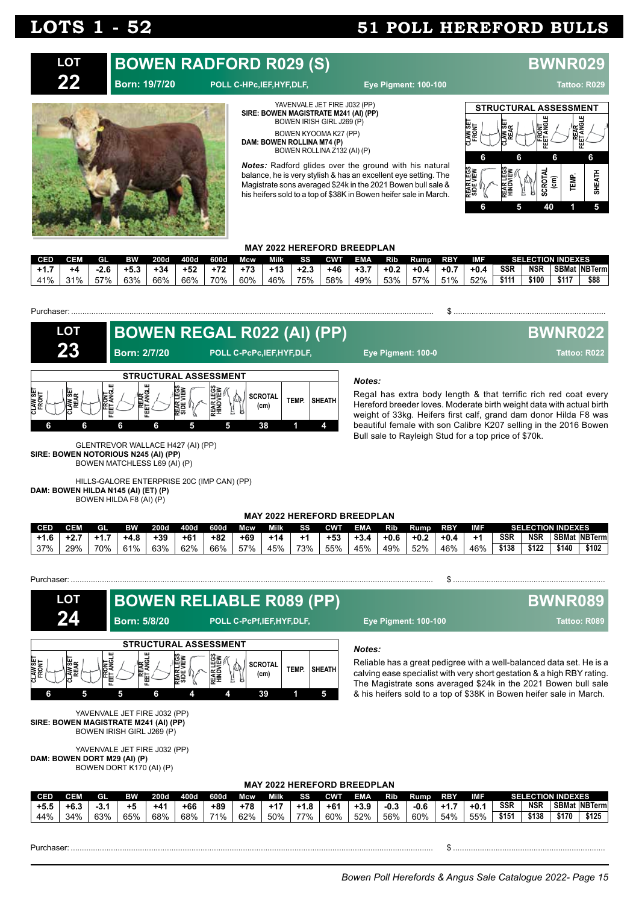# LOTS 1 - 52 — 51 POLL HEREFORD BULLS

## LOT 22 — BOWEN RADFORD R029 (S) — BWNR029

**Born:** 19/7/20 POLL C-HPc,IEF,HYF,DLF, **Eye Pigment:** 100-100 **Tattoo:** R029

YAVENVALE JET FIRE J032 (PP)
**SIRE: BOWEN MAGISTRATE M241 (AI) (PP)**
BOWEN IRISH GIRL J269 (P)

BOWEN KYOOMA K27 (PP)
**DAM: BOWEN ROLLINA M74 (P)**
BOWEN ROLLINA Z132 (AI) (P)

***Notes:*** Radford glides over the ground with his natural balance, he is very stylish & has an excellent eye setting. The Magistrate sons averaged $24k in the 2021 Bowen bull sale & his heifers sold to a top of $38K in Bowen heifer sale in March.

**STRUCTURAL ASSESSMENT**

| Claw Set Front | Claw Set Rear | Front Feet Angle | Rear Feet Angle | Rear Legs Side View | Rear Legs Hindview | Scrotal (cm) | Temp. | Sheath |
|---|---|---|---|---|---|---|---|---|
| 6 | 6 | 6 | 6 | 6 | 5 | 40 | 1 | 5 |

**MAY 2022 HEREFORD BREEDPLAN**

| CED | CEM | GL | BW | 200d | 400d | 600d | Mcw | Milk | SS | CWT | EMA | Rib | Rump | RBY | IMF | SSR | NSR | SBMat | NBTerm |
|---|---|---|---|---|---|---|---|---|---|---|---|---|---|---|---|---|---|---|---|
| +1.7 | +4 | -2.6 | +5.3 | +34 | +52 | +72 | +73 | +13 | +2.3 | +46 | +3.7 | +0.2 | +0.4 | +0.7 | +0.4 | $111 | $100 | $117 | $88 |
| 41% | 31% | 57% | 63% | 66% | 66% | 70% | 60% | 46% | 75% | 58% | 49% | 53% | 57% | 51% | 52% | | | | |

Purchaser: ............................................ $ ............................

## LOT 23 — BOWEN REGAL R022 (AI) (PP) — BWNR022

**Born:** 2/7/20 POLL C-PcPc,IEF,HYF,DLF, **Eye Pigment:** 100-0 **Tattoo:** R022

**STRUCTURAL ASSESSMENT**

| Claw Set Front | Claw Set Rear | Front Feet Angle | Rear Feet Angle | Rear Legs Side View | Rear Legs Hindview | Scrotal (cm) | Temp. | Sheath |
|---|---|---|---|---|---|---|---|---|
| 6 | 6 | 6 | 6 | 5 | 5 | 38 | 1 | 4 |

GLENTREVOR WALLACE H427 (AI) (PP)
**SIRE: BOWEN NOTORIOUS N245 (AI) (PP)**
BOWEN MATCHLESS L69 (AI) (P)

HILLS-GALORE ENTERPRISE 20C (IMP CAN) (PP)
**DAM: BOWEN HILDA N145 (AI) (ET) (P)**
BOWEN HILDA F8 (AI) (P)

***Notes:***

Regal has extra body length & that terrific rich red coat every Hereford breeder loves. Moderate birth weight data with actual birth weight of 33kg. Heifers first calf, grand dam donor Hilda F8 was beautiful female with son Calibre K207 selling in the 2016 Bowen Bull sale to Rayleigh Stud for a top price of $70k.

**MAY 2022 HEREFORD BREEDPLAN**

| CED | CEM | GL | BW | 200d | 400d | 600d | Mcw | Milk | SS | CWT | EMA | Rib | Rump | RBY | IMF | SSR | NSR | SBMat | NBTerm |
|---|---|---|---|---|---|---|---|---|---|---|---|---|---|---|---|---|---|---|---|
| +1.6 | +2.7 | +1.7 | +4.8 | +39 | +61 | +82 | +69 | +14 | +1 | +53 | +3.4 | +0.6 | +0.2 | +0.4 | +1 | $138 | $122 | $140 | $102 |
| 37% | 29% | 70% | 61% | 63% | 62% | 66% | 57% | 45% | 73% | 55% | 45% | 49% | 52% | 46% | 46% | | | | |

Purchaser: ............................................ $ ............................

## LOT 24 — BOWEN RELIABLE R089 (PP) — BWNR089

**Born:** 5/8/20 POLL C-PcPf,IEF,HYF,DLF, **Eye Pigment:** 100-100 **Tattoo:** R089

**STRUCTURAL ASSESSMENT**

| Claw Set Front | Claw Set Rear | Front Feet Angle | Rear Feet Angle | Rear Legs Side View | Rear Legs Hindview | Scrotal (cm) | Temp. | Sheath |
|---|---|---|---|---|---|---|---|---|
| 6 | 5 | 5 | 6 | 4 | 4 | 39 | 1 | 5 |

YAVENVALE JET FIRE J032 (PP)
**SIRE: BOWEN MAGISTRATE M241 (AI) (PP)**
BOWEN IRISH GIRL J269 (P)

YAVENVALE JET FIRE J032 (PP)
**DAM: BOWEN DORT M29 (AI) (P)**
BOWEN DORT K170 (AI) (P)

***Notes:***

Reliable has a great pedigree with a well-balanced data set. He is a calving ease specialist with very short gestation & a high RBY rating. The Magistrate sons averaged $24k in the 2021 Bowen bull sale & his heifers sold to a top of $38K in Bowen heifer sale in March.

**MAY 2022 HEREFORD BREEDPLAN**

| CED | CEM | GL | BW | 200d | 400d | 600d | Mcw | Milk | SS | CWT | EMA | Rib | Rump | RBY | IMF | SSR | NSR | SBMat | NBTerm |
|---|---|---|---|---|---|---|---|---|---|---|---|---|---|---|---|---|---|---|---|
| +5.5 | +6.3 | -3.1 | +5 | +41 | +66 | +89 | +78 | +17 | +1.8 | +61 | +3.9 | -0.3 | -0.6 | +1.7 | +0.1 | $151 | $138 | $170 | $125 |
| 44% | 34% | 63% | 65% | 68% | 68% | 71% | 62% | 50% | 77% | 60% | 52% | 56% | 60% | 54% | 55% | | | | |

Purchaser: ............................................ $ ............................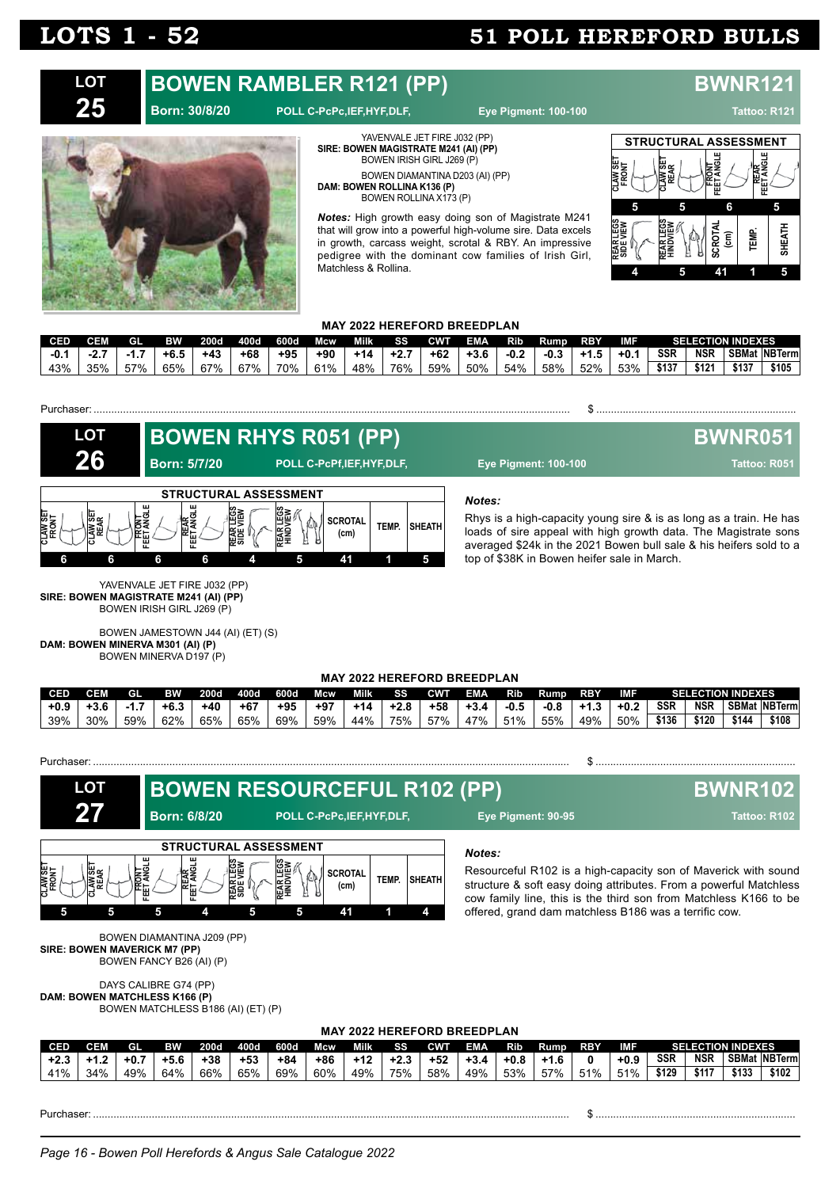# LOTS 1 - 52 — 51 POLL HEREFORD BULLS

## LOT 25 — BOWEN RAMBLER R121 (PP) — BWNR121

**Born: 30/8/20** | POLL C-PcPc,IEF,HYF,DLF, | Eye Pigment: 100-100 | Tattoo: R121

YAVENVALE JET FIRE J032 (PP)
**SIRE: BOWEN MAGISTRATE M241 (AI) (PP)**
BOWEN IRISH GIRL J269 (P)

BOWEN DIAMANTINA D203 (AI) (PP)
**DAM: BOWEN ROLLINA K136 (P)**
BOWEN ROLLINA X173 (P)

***Notes:*** High growth easy doing son of Magistrate M241 that will grow into a powerful high-volume sire. Data excels in growth, carcass weight, scrotal & RBY. An impressive pedigree with the dominant cow families of Irish Girl, Matchless & Rollina.

**STRUCTURAL ASSESSMENT**

| Claw Set Front | Claw Set Rear | Front Feet Angle | Rear Feet Angle | Rear Legs Side View | Rear Legs Hindview | Scrotal (cm) | Temp. | Sheath |
|---|---|---|---|---|---|---|---|---|
| 5 | 5 | 6 | 5 | 4 | 5 | 41 | 1 | 5 |

**MAY 2022 HEREFORD BREEDPLAN**

| CED | CEM | GL | BW | 200d | 400d | 600d | Mcw | Milk | SS | CWT | EMA | Rib | Rump | RBY | IMF | SSR | NSR | SBMat | NBTerm |
|---|---|---|---|---|---|---|---|---|---|---|---|---|---|---|---|---|---|---|---|
| -0.1 | -2.7 | -1.7 | +6.5 | +43 | +68 | +95 | +90 | +14 | +2.7 | +62 | +3.6 | -0.2 | -0.3 | +1.5 | +0.1 | $137 | $121 | $137 | $105 |
| 43% | 35% | 57% | 65% | 67% | 67% | 70% | 61% | 48% | 76% | 59% | 50% | 54% | 58% | 52% | 53% | | | | |

Purchaser: ........................................ $ ........................................

## LOT 26 — BOWEN RHYS R051 (PP) — BWNR051

**Born: 5/7/20** | POLL C-PcPf,IEF,HYF,DLF, | Eye Pigment: 100-100 | Tattoo: R051

**STRUCTURAL ASSESSMENT**

| Claw Set Front | Claw Set Rear | Front Feet Angle | Rear Feet Angle | Rear Legs Side View | Rear Legs Hindview | Scrotal (cm) | Temp. | Sheath |
|---|---|---|---|---|---|---|---|---|
| 6 | 6 | 6 | 6 | 4 | 5 | 41 | 1 | 5 |

***Notes:***
Rhys is a high-capacity young sire & is as long as a train. He has loads of sire appeal with high growth data. The Magistrate sons averaged $24k in the 2021 Bowen bull sale & his heifers sold to a top of $38K in Bowen heifer sale in March.

YAVENVALE JET FIRE J032 (PP)
**SIRE: BOWEN MAGISTRATE M241 (AI) (PP)**
BOWEN IRISH GIRL J269 (P)

BOWEN JAMESTOWN J44 (AI) (ET) (S)
**DAM: BOWEN MINERVA M301 (AI) (P)**
BOWEN MINERVA D197 (P)

**MAY 2022 HEREFORD BREEDPLAN**

| CED | CEM | GL | BW | 200d | 400d | 600d | Mcw | Milk | SS | CWT | EMA | Rib | Rump | RBY | IMF | SSR | NSR | SBMat | NBTerm |
|---|---|---|---|---|---|---|---|---|---|---|---|---|---|---|---|---|---|---|---|
| +0.9 | +3.6 | -1.7 | +6.3 | +40 | +67 | +95 | +97 | +14 | +2.8 | +58 | +3.4 | -0.5 | -0.8 | +1.3 | +0.2 | $136 | $120 | $144 | $108 |
| 39% | 30% | 59% | 62% | 65% | 65% | 69% | 59% | 44% | 75% | 57% | 47% | 51% | 55% | 49% | 50% | | | | |

Purchaser: ........................................ $ ........................................

## LOT 27 — BOWEN RESOURCEFUL R102 (PP) — BWNR102

**Born: 6/8/20** | POLL C-PcPc,IEF,HYF,DLF, | Eye Pigment: 90-95 | Tattoo: R102

**STRUCTURAL ASSESSMENT**

| Claw Set Front | Claw Set Rear | Front Feet Angle | Rear Feet Angle | Rear Legs Side View | Rear Legs Hindview | Scrotal (cm) | Temp. | Sheath |
|---|---|---|---|---|---|---|---|---|
| 5 | 5 | 5 | 4 | 5 | 5 | 41 | 1 | 4 |

***Notes:***
Resourceful R102 is a high-capacity son of Maverick with sound structure & soft easy doing attributes. From a powerful Matchless cow family line, this is the third son from Matchless K166 to be offered, grand dam matchless B186 was a terrific cow.

BOWEN DIAMANTINA J209 (PP)
**SIRE: BOWEN MAVERICK M7 (PP)**
BOWEN FANCY B26 (AI) (P)

DAYS CALIBRE G74 (PP)
**DAM: BOWEN MATCHLESS K166 (P)**
BOWEN MATCHLESS B186 (AI) (ET) (P)

**MAY 2022 HEREFORD BREEDPLAN**

| CED | CEM | GL | BW | 200d | 400d | 600d | Mcw | Milk | SS | CWT | EMA | Rib | Rump | RBY | IMF | SSR | NSR | SBMat | NBTerm |
|---|---|---|---|---|---|---|---|---|---|---|---|---|---|---|---|---|---|---|---|
| +2.3 | +1.2 | +0.7 | +5.6 | +38 | +53 | +84 | +86 | +12 | +2.3 | +52 | +3.4 | +0.8 | +1.6 | 0 | +0.9 | $129 | $117 | $133 | $102 |
| 41% | 34% | 49% | 64% | 66% | 65% | 69% | 60% | 49% | 75% | 58% | 49% | 53% | 57% | 51% | 51% | | | | |

Purchaser: ........................................ $ ........................................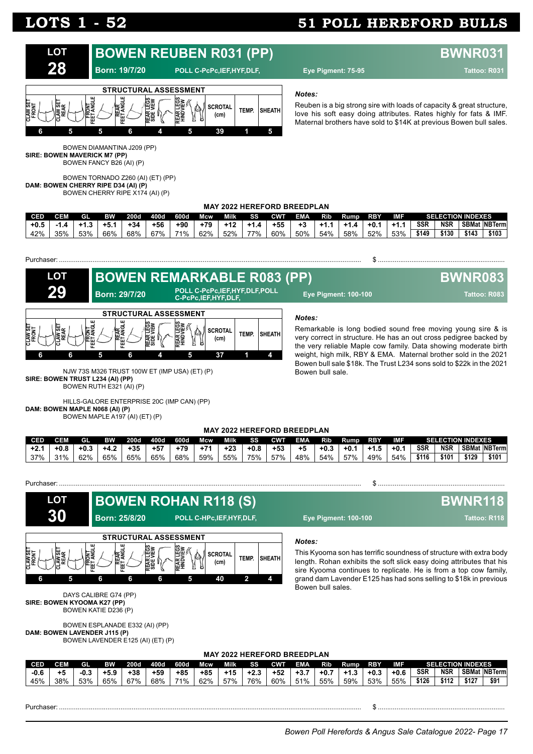# LOTS 1 - 52

# 51 POLL HEREFORD BULLS

## LOT 28 — BOWEN REUBEN R031 (PP) — BWNR031

Born: 19/7/20 | POLL C-PcPc,IEF,HYF,DLF, | Eye Pigment: 75-95 | Tattoo: R031

**STRUCTURAL ASSESSMENT**

| CLAW SET FRONT | CLAW SET REAR | FRONT FEET ANGLE | REAR FEET ANGLE | REAR LEGS SIDE VIEW | REAR LEGS HIND VIEW | SCROTAL (cm) | TEMP. | SHEATH |
|---|---|---|---|---|---|---|---|---|
| 6 | 5 | 5 | 6 | 4 | 5 | 39 | 1 | 5 |

***Notes:***

Reuben is a big strong sire with loads of capacity & great structure, love his soft easy doing attributes. Rates highly for fats & IMF. Maternal brothers have sold to $14K at previous Bowen bull sales.

BOWEN DIAMANTINA J209 (PP)
**SIRE: BOWEN MAVERICK M7 (PP)**
BOWEN FANCY B26 (AI) (P)

BOWEN TORNADO Z260 (AI) (ET) (PP)
**DAM: BOWEN CHERRY RIPE D34 (AI) (P)**
BOWEN CHERRY RIPE X174 (AI) (P)

**MAY 2022 HEREFORD BREEDPLAN**

| CED | CEM | GL | BW | 200d | 400d | 600d | Mcw | Milk | SS | CWT | EMA | Rib | Rump | RBY | IMF | SSR | NSR | SBMat | NBTerm |
|---|---|---|---|---|---|---|---|---|---|---|---|---|---|---|---|---|---|---|---|
| +0.5 | -1.4 | +1.3 | +5.1 | +34 | +56 | +90 | +79 | +12 | +1.4 | +55 | +3 | +1.1 | +1.4 | +0.1 | +1.1 | $149 | $130 | $143 | $103 |
| 42% | 35% | 53% | 66% | 68% | 67% | 71% | 62% | 52% | 77% | 60% | 50% | 54% | 58% | 52% | 53% | | | | |

Purchaser: .................................................... $ ....................................

## LOT 29 — BOWEN REMARKABLE R083 (PP) — BWNR083

Born: 29/7/20 | POLL C-PcPc,IEF,HYF,DLF,POLL C-PcPc,IEF,HYF,DLF, | Eye Pigment: 100-100 | Tattoo: R083

**STRUCTURAL ASSESSMENT**

| CLAW SET FRONT | CLAW SET REAR | FRONT FEET ANGLE | REAR FEET ANGLE | REAR LEGS SIDE VIEW | REAR LEGS HIND VIEW | SCROTAL (cm) | TEMP. | SHEATH |
|---|---|---|---|---|---|---|---|---|
| 6 | 6 | 5 | 6 | 4 | 5 | 37 | 1 | 4 |

***Notes:***

Remarkable is long bodied sound free moving young sire & is very correct in structure. He has an out cross pedigree backed by the very reliable Maple cow family. Data showing moderate birth weight, high milk, RBY & EMA. Maternal brother sold in the 2021 Bowen bull sale $18k. The Trust L234 sons sold to $22k in the 2021 Bowen bull sale.

NJW 73S M326 TRUST 100W ET (IMP USA) (ET) (P)
**SIRE: BOWEN TRUST L234 (AI) (PP)**
BOWEN RUTH E321 (AI) (P)

HILLS-GALORE ENTERPRISE 20C (IMP CAN) (PP)
**DAM: BOWEN MAPLE N068 (AI) (P)**
BOWEN MAPLE A197 (AI) (ET) (P)

**MAY 2022 HEREFORD BREEDPLAN**

| CED | CEM | GL | BW | 200d | 400d | 600d | Mcw | Milk | SS | CWT | EMA | Rib | Rump | RBY | IMF | SSR | NSR | SBMat | NBTerm |
|---|---|---|---|---|---|---|---|---|---|---|---|---|---|---|---|---|---|---|---|
| +2.1 | +0.8 | +0.3 | +4.2 | +35 | +57 | +79 | +71 | +23 | +0.8 | +53 | +5 | +0.3 | +0.1 | +1.5 | +0.1 | $116 | $101 | $129 | $101 |
| 37% | 31% | 62% | 65% | 65% | 65% | 68% | 59% | 55% | 75% | 57% | 48% | 54% | 57% | 49% | 54% | | | | |

Purchaser: .................................................... $ ....................................

## LOT 30 — BOWEN ROHAN R118 (S) — BWNR118

Born: 25/8/20 | POLL C-HPc,IEF,HYF,DLF, | Eye Pigment: 100-100 | Tattoo: R118

**STRUCTURAL ASSESSMENT**

| CLAW SET FRONT | CLAW SET REAR | FRONT FEET ANGLE | REAR FEET ANGLE | REAR LEGS SIDE VIEW | REAR LEGS HIND VIEW | SCROTAL (cm) | TEMP. | SHEATH |
|---|---|---|---|---|---|---|---|---|
| 6 | 5 | 6 | 6 | 6 | 5 | 40 | 2 | 4 |

***Notes:***

This Kyooma son has terrific soundness of structure with extra body length. Rohan exhibits the soft slick easy doing attributes that his sire Kyooma continues to replicate. He is from a top cow family, grand dam Lavender E125 has had sons selling to $18k in previous Bowen bull sales.

DAYS CALIBRE G74 (PP)
**SIRE: BOWEN KYOOMA K27 (PP)**
BOWEN KATIE D236 (P)

BOWEN ESPLANADE E332 (AI) (PP)
**DAM: BOWEN LAVENDER J115 (P)**
BOWEN LAVENDER E125 (AI) (ET) (P)

**MAY 2022 HEREFORD BREEDPLAN**

| CED | CEM | GL | BW | 200d | 400d | 600d | Mcw | Milk | SS | CWT | EMA | Rib | Rump | RBY | IMF | SSR | NSR | SBMat | NBTerm |
|---|---|---|---|---|---|---|---|---|---|---|---|---|---|---|---|---|---|---|---|
| -0.6 | +5 | -0.3 | +5.9 | +38 | +59 | +85 | +85 | +15 | +2.3 | +52 | +3.7 | +0.7 | +1.3 | +0.3 | +0.6 | $126 | $112 | $127 | $91 |
| 45% | 38% | 53% | 65% | 67% | 68% | 71% | 62% | 57% | 76% | 60% | 51% | 55% | 59% | 53% | 55% | | | | |

Purchaser: .................................................... $ ....................................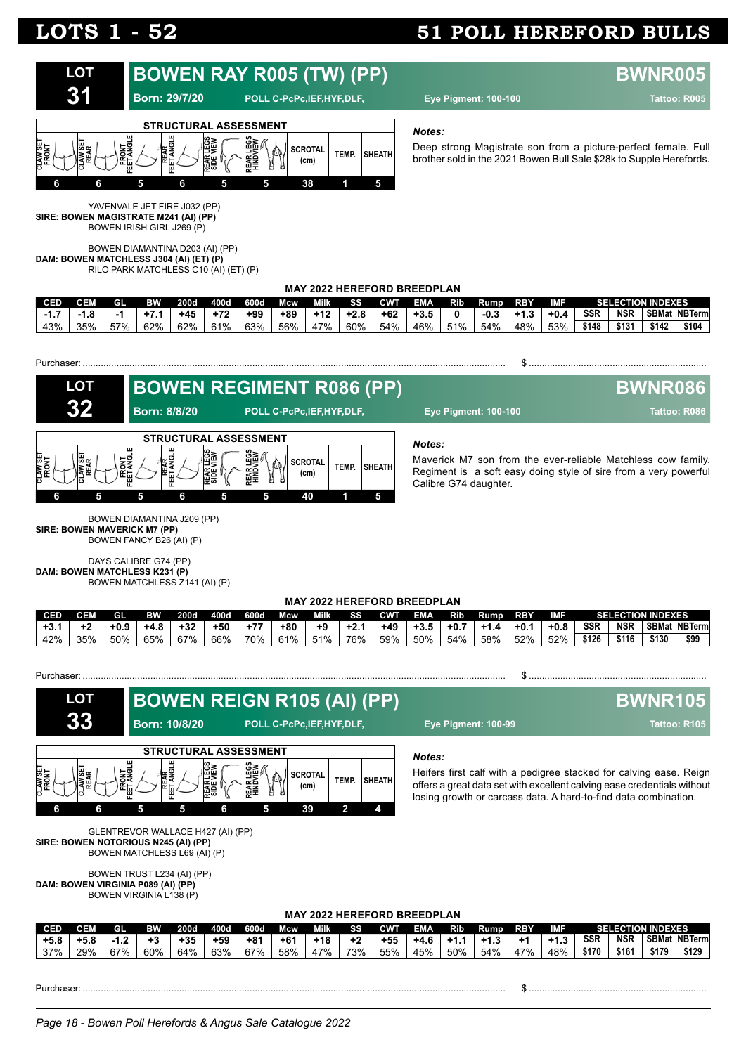# LOTS 1 - 52 — 51 POLL HEREFORD BULLS

## LOT 31 — BOWEN RAY R005 (TW) (PP) — BWNR005

**Born:** 29/7/20 | POLL C-PcPc,IEF,HYF,DLF, | **Eye Pigment:** 100-100 | **Tattoo:** R005

**STRUCTURAL ASSESSMENT**

| CLAW SET FRONT | CLAW SET REAR | FRONT FEET ANGLE | REAR FEET ANGLE | REAR LEGS SIDE VIEW | REAR LEGS HINDVIEW | SCROTAL (cm) | TEMP. | SHEATH |
|---|---|---|---|---|---|---|---|---|
| 6 | 6 | 5 | 6 | 5 | 5 | 38 | 1 | 5 |

*Notes:*

Deep strong Magistrate son from a picture-perfect female. Full brother sold in the 2021 Bowen Bull Sale $28k to Supple Herefords.

YAVENVALE JET FIRE J032 (PP)
**SIRE: BOWEN MAGISTRATE M241 (AI) (PP)**
BOWEN IRISH GIRL J269 (P)

BOWEN DIAMANTINA D203 (AI) (PP)
**DAM: BOWEN MATCHLESS J304 (AI) (ET) (P)**
RILO PARK MATCHLESS C10 (AI) (ET) (P)

**MAY 2022 HEREFORD BREEDPLAN**

| CED | CEM | GL | BW | 200d | 400d | 600d | Mcw | Milk | SS | CWT | EMA | Rib | Rump | RBY | IMF | SSR | NSR | SBMat | NBTerm |
|---|---|---|---|---|---|---|---|---|---|---|---|---|---|---|---|---|---|---|---|
| -1.7 | -1.8 | -1 | +7.1 | +45 | +72 | +99 | +89 | +12 | +2.8 | +62 | +3.5 | 0 | -0.3 | +1.3 | +0.4 | $148 | $131 | $142 | $104 |
| 43% | 35% | 57% | 62% | 62% | 61% | 63% | 56% | 47% | 60% | 54% | 46% | 51% | 54% | 48% | 53% | | | | |

Purchaser: ........................................ $ ........................................

## LOT 32 — BOWEN REGIMENT R086 (PP) — BWNR086

**Born:** 8/8/20 | POLL C-PcPc,IEF,HYF,DLF, | **Eye Pigment:** 100-100 | **Tattoo:** R086

**STRUCTURAL ASSESSMENT**

| CLAW SET FRONT | CLAW SET REAR | FRONT FEET ANGLE | REAR FEET ANGLE | REAR LEGS SIDE VIEW | REAR LEGS HINDVIEW | SCROTAL (cm) | TEMP. | SHEATH |
|---|---|---|---|---|---|---|---|---|
| 6 | 5 | 5 | 6 | 5 | 5 | 40 | 1 | 5 |

*Notes:*

Maverick M7 son from the ever-reliable Matchless cow family. Regiment is a soft easy doing style of sire from a very powerful Calibre G74 daughter.

BOWEN DIAMANTINA J209 (PP)
**SIRE: BOWEN MAVERICK M7 (PP)**
BOWEN FANCY B26 (AI) (P)

DAYS CALIBRE G74 (PP)
**DAM: BOWEN MATCHLESS K231 (P)**
BOWEN MATCHLESS Z141 (AI) (P)

**MAY 2022 HEREFORD BREEDPLAN**

| CED | CEM | GL | BW | 200d | 400d | 600d | Mcw | Milk | SS | CWT | EMA | Rib | Rump | RBY | IMF | SSR | NSR | SBMat | NBTerm |
|---|---|---|---|---|---|---|---|---|---|---|---|---|---|---|---|---|---|---|---|
| +3.1 | +2 | +0.9 | +4.8 | +32 | +50 | +77 | +80 | +9 | +2.1 | +49 | +3.5 | +0.7 | +1.4 | +0.1 | +0.8 | $126 | $116 | $130 | $99 |
| 42% | 35% | 50% | 65% | 67% | 66% | 70% | 61% | 51% | 76% | 59% | 50% | 54% | 58% | 52% | 52% | | | | |

Purchaser: ........................................ $ ........................................

## LOT 33 — BOWEN REIGN R105 (AI) (PP) — BWNR105

**Born:** 10/8/20 | POLL C-PcPc,IEF,HYF,DLF, | **Eye Pigment:** 100-99 | **Tattoo:** R105

**STRUCTURAL ASSESSMENT**

| CLAW SET FRONT | CLAW SET REAR | FRONT FEET ANGLE | REAR FEET ANGLE | REAR LEGS SIDE VIEW | REAR LEGS HINDVIEW | SCROTAL (cm) | TEMP. | SHEATH |
|---|---|---|---|---|---|---|---|---|
| 6 | 6 | 5 | 5 | 6 | 5 | 39 | 2 | 4 |

*Notes:*

Heifers first calf with a pedigree stacked for calving ease. Reign offers a great data set with excellent calving ease credentials without losing growth or carcass data. A hard-to-find data combination.

GLENTREVOR WALLACE H427 (AI) (PP)
**SIRE: BOWEN NOTORIOUS N245 (AI) (PP)**
BOWEN MATCHLESS L69 (AI) (P)

BOWEN TRUST L234 (AI) (PP)
**DAM: BOWEN VIRGINIA P089 (AI) (PP)**
BOWEN VIRGINIA L138 (P)

**MAY 2022 HEREFORD BREEDPLAN**

| CED | CEM | GL | BW | 200d | 400d | 600d | Mcw | Milk | SS | CWT | EMA | Rib | Rump | RBY | IMF | SSR | NSR | SBMat | NBTerm |
|---|---|---|---|---|---|---|---|---|---|---|---|---|---|---|---|---|---|---|---|
| +5.8 | +5.8 | -1.2 | +3 | +35 | +59 | +81 | +61 | +18 | +2 | +55 | +4.6 | +1.1 | +1.3 | +1 | +1.3 | $170 | $161 | $179 | $129 |
| 37% | 29% | 67% | 60% | 64% | 63% | 67% | 58% | 47% | 73% | 55% | 45% | 50% | 54% | 47% | 48% | | | | |

Purchaser: ........................................ $ ........................................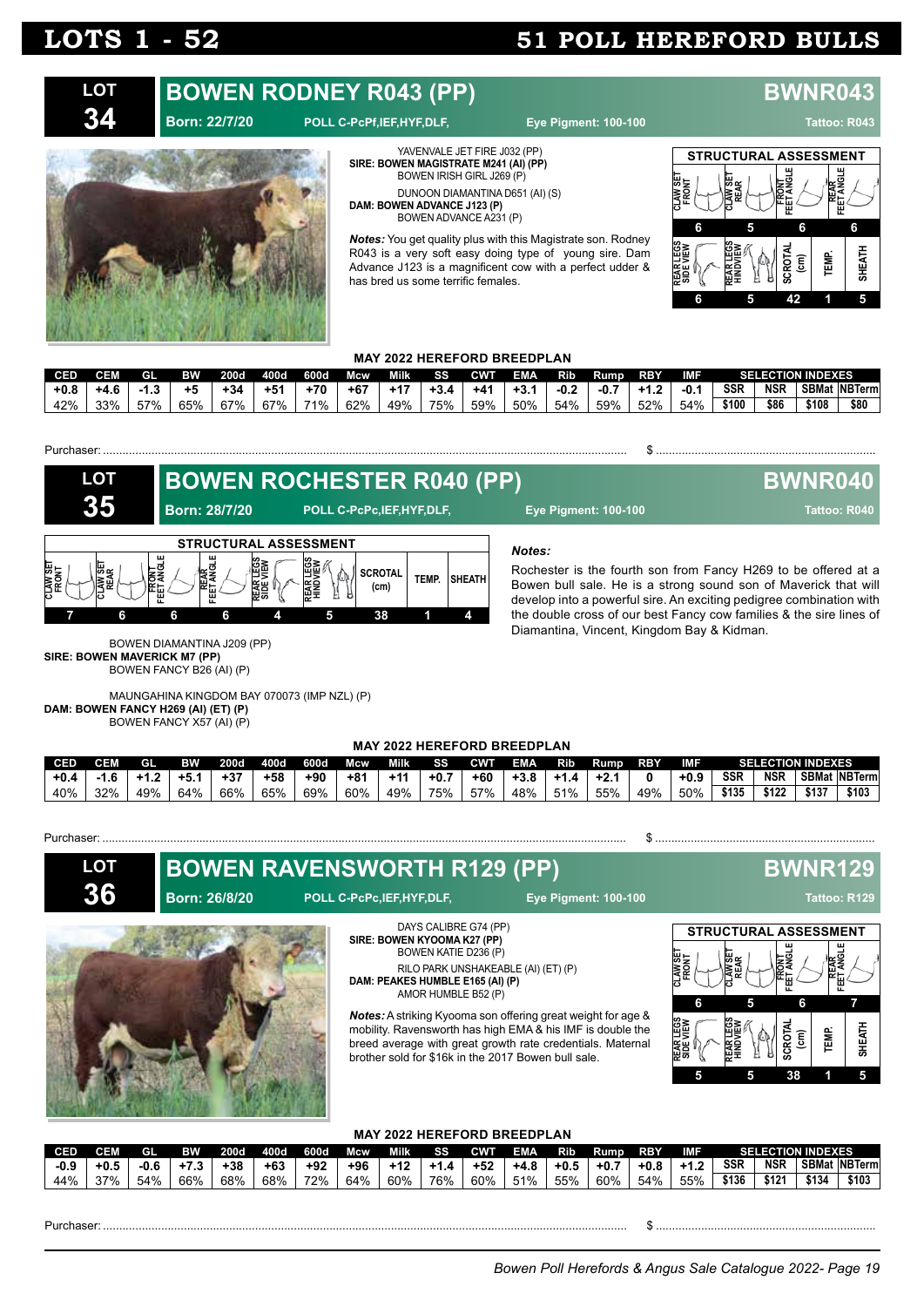# LOTS 1 - 52 — 51 POLL HEREFORD BULLS

## LOT 34 — BOWEN RODNEY R043 (PP) — BWNR043

**Born: 22/7/20** POLL C-PcPf,IEF,HYF,DLF, Eye Pigment: 100-100 Tattoo: R043

YAVENVALE JET FIRE J032 (PP)
**SIRE: BOWEN MAGISTRATE M241 (AI) (PP)**
BOWEN IRISH GIRL J269 (P)

DUNOON DIAMANTINA D651 (AI) (S)
**DAM: BOWEN ADVANCE J123 (P)**
BOWEN ADVANCE A231 (P)

***Notes:*** You get quality plus with this Magistrate son. Rodney R043 is a very soft easy doing type of young sire. Dam Advance J123 is a magnificent cow with a perfect udder & has bred us some terrific females.

**STRUCTURAL ASSESSMENT**

| Claw Set Front | Claw Set Rear | Front Feet Angle | Rear Feet Angle | Rear Legs Side View | Rear Legs Hindview | Scrotal (cm) | Temp. | Sheath |
|---|---|---|---|---|---|---|---|---|
| 6 | 5 | 6 | 6 | 6 | 5 | 42 | 1 | 5 |

**MAY 2022 HEREFORD BREEDPLAN**

| CED | CEM | GL | BW | 200d | 400d | 600d | Mcw | Milk | SS | CWT | EMA | Rib | Rump | RBY | IMF | SSR | NSR | SBMat | NBTerm |
|---|---|---|---|---|---|---|---|---|---|---|---|---|---|---|---|---|---|---|---|
| +0.8 | +4.6 | -1.3 | +5 | +34 | +51 | +70 | +67 | +17 | +3.4 | +41 | +3.1 | -0.2 | -0.7 | +1.2 | -0.1 | $100 | $86 | $108 | $80 |
| 42% | 33% | 57% | 65% | 67% | 67% | 71% | 62% | 49% | 75% | 59% | 50% | 54% | 59% | 52% | 54% | | | | |

Purchaser: ................................................ $ ................................

## LOT 35 — BOWEN ROCHESTER R040 (PP) — BWNR040

**Born: 28/7/20** POLL C-PcPc,IEF,HYF,DLF, Eye Pigment: 100-100 Tattoo: R040

**STRUCTURAL ASSESSMENT**

| Claw Set Front | Claw Set Rear | Front Feet Angle | Rear Feet Angle | Rear Legs Side View | Rear Legs Hindview | Scrotal (cm) | Temp. | Sheath |
|---|---|---|---|---|---|---|---|---|
| 7 | 6 | 6 | 6 | 4 | 5 | 38 | 1 | 4 |

BOWEN DIAMANTINA J209 (PP)
**SIRE: BOWEN MAVERICK M7 (PP)**
BOWEN FANCY B26 (AI) (P)

MAUNGAHINA KINGDOM BAY 070073 (IMP NZL) (P)
**DAM: BOWEN FANCY H269 (AI) (ET) (P)**
BOWEN FANCY X57 (AI) (P)

***Notes:***

Rochester is the fourth son from Fancy H269 to be offered at a Bowen bull sale. He is a strong sound son of Maverick that will develop into a powerful sire. An exciting pedigree combination with the double cross of our best Fancy cow families & the sire lines of Diamantina, Vincent, Kingdom Bay & Kidman.

**MAY 2022 HEREFORD BREEDPLAN**

| CED | CEM | GL | BW | 200d | 400d | 600d | Mcw | Milk | SS | CWT | EMA | Rib | Rump | RBY | IMF | SSR | NSR | SBMat | NBTerm |
|---|---|---|---|---|---|---|---|---|---|---|---|---|---|---|---|---|---|---|---|
| +0.4 | -1.6 | +1.2 | +5.1 | +37 | +58 | +90 | +81 | +11 | +0.7 | +60 | +3.8 | +1.4 | +2.1 | 0 | +0.9 | $135 | $122 | $137 | $103 |
| 40% | 32% | 49% | 64% | 66% | 65% | 69% | 60% | 49% | 75% | 57% | 48% | 51% | 55% | 49% | 50% | | | | |

Purchaser: ................................................ $ ................................

## LOT 36 — BOWEN RAVENSWORTH R129 (PP) — BWNR129

**Born: 26/8/20** POLL C-PcPc,IEF,HYF,DLF, Eye Pigment: 100-100 Tattoo: R129

DAYS CALIBRE G74 (PP)
**SIRE: BOWEN KYOOMA K27 (PP)**
BOWEN KATIE D236 (P)

RILO PARK UNSHAKEABLE (AI) (ET) (P)
**DAM: PEAKES HUMBLE E165 (AI) (P)**
AMOR HUMBLE B52 (P)

***Notes:*** A striking Kyooma son offering great weight for age & mobility. Ravensworth has high EMA & his IMF is double the breed average with great growth rate credentials. Maternal brother sold for $16k in the 2017 Bowen bull sale.

**STRUCTURAL ASSESSMENT**

| Claw Set Front | Claw Set Rear | Front Feet Angle | Rear Feet Angle | Rear Legs Side View | Rear Legs Hindview | Scrotal (cm) | Temp. | Sheath |
|---|---|---|---|---|---|---|---|---|
| 6 | 5 | 6 | 7 | 5 | 5 | 38 | 1 | 5 |

**MAY 2022 HEREFORD BREEDPLAN**

| CED | CEM | GL | BW | 200d | 400d | 600d | Mcw | Milk | SS | CWT | EMA | Rib | Rump | RBY | IMF | SSR | NSR | SBMat | NBTerm |
|---|---|---|---|---|---|---|---|---|---|---|---|---|---|---|---|---|---|---|---|
| -0.9 | +0.5 | -0.6 | +7.3 | +38 | +63 | +92 | +96 | +12 | +1.4 | +52 | +4.8 | +0.5 | +0.7 | +0.8 | +1.2 | $136 | $121 | $134 | $103 |
| 44% | 37% | 54% | 66% | 68% | 68% | 72% | 64% | 60% | 76% | 60% | 51% | 55% | 60% | 54% | 55% | | | | |

Purchaser: ................................................ $ ................................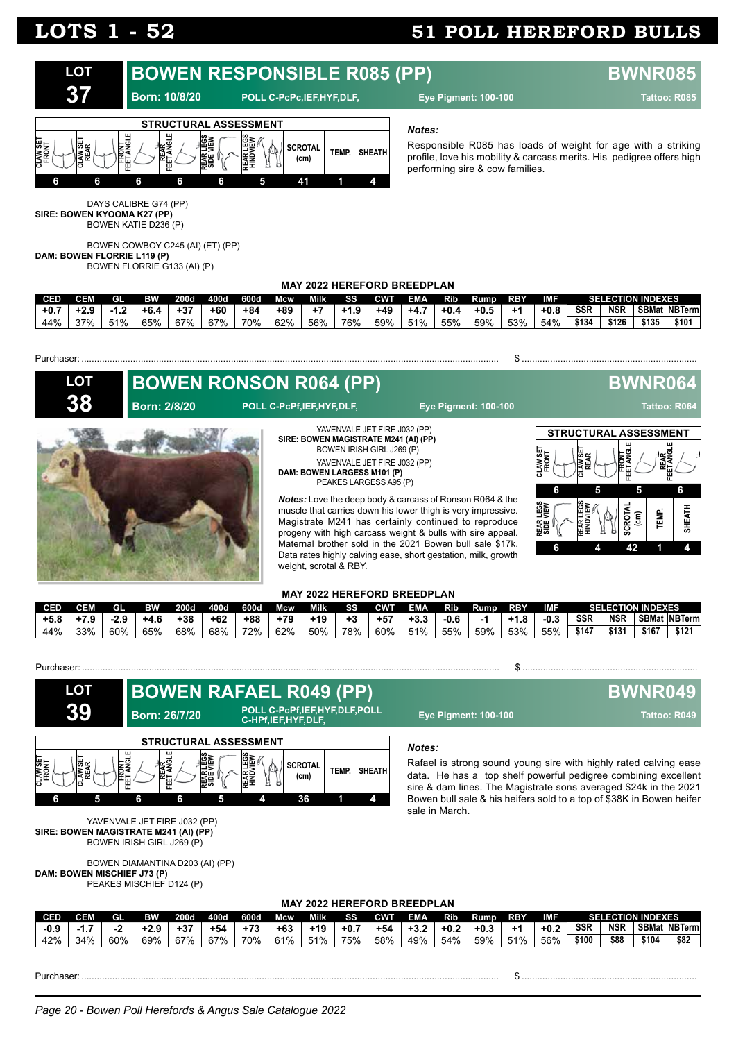# LOTS 1 - 52 — 51 POLL HEREFORD BULLS

## LOT 37 — BOWEN RESPONSIBLE R085 (PP) — BWNR085

**Born: 10/8/20** POLL C-PcPc,IEF,HYF,DLF, **Eye Pigment: 100-100** **Tattoo: R085**

**STRUCTURAL ASSESSMENT**

| CLAW SET FRONT | CLAW SET REAR | FRONT FEET ANGLE | REAR FEET ANGLE | REAR LEGS SIDE VIEW | REAR LEGS HINDVIEW | SCROTAL (cm) | TEMP. | SHEATH |
|---|---|---|---|---|---|---|---|---|
| 6 | 6 | 6 | 6 | 6 | 5 | 41 | 1 | 4 |

DAYS CALIBRE G74 (PP)
**SIRE: BOWEN KYOOMA K27 (PP)**
BOWEN KATIE D236 (P)

BOWEN COWBOY C245 (AI) (ET) (PP)
**DAM: BOWEN FLORRIE L119 (P)**
BOWEN FLORRIE G133 (AI) (P)

***Notes:***
Responsible R085 has loads of weight for age with a striking profile, love his mobility & carcass merits. His pedigree offers high performing sire & cow families.

**MAY 2022 HEREFORD BREEDPLAN**

| CED | CEM | GL | BW | 200d | 400d | 600d | Mcw | Milk | SS | CWT | EMA | Rib | Rump | RBY | IMF | SSR | NSR | SBMat | NBTerm |
|---|---|---|---|---|---|---|---|---|---|---|---|---|---|---|---|---|---|---|---|
| | | | | | | | | | | | | | | | | SELECTION INDEXES | | | |
| +0.7 | +2.9 | -1.2 | +6.4 | +37 | +60 | +84 | +89 | +7 | +1.9 | +49 | +4.7 | +0.4 | +0.5 | +1 | +0.8 | $134 | $126 | $135 | $101 |
| 44% | 37% | 51% | 65% | 67% | 67% | 70% | 62% | 56% | 76% | 59% | 51% | 55% | 59% | 53% | 54% | | | | |

Purchaser: ................................................................ $ ................................

## LOT 38 — BOWEN RONSON R064 (PP) — BWNR064

**Born: 2/8/20** POLL C-PcPf,IEF,HYF,DLF, **Eye Pigment: 100-100** **Tattoo: R064**

YAVENVALE JET FIRE J032 (PP)
**SIRE: BOWEN MAGISTRATE M241 (AI) (PP)**
BOWEN IRISH GIRL J269 (P)

YAVENVALE JET FIRE J032 (PP)
**DAM: BOWEN LARGESS M101 (P)**
PEAKES LARGESS A95 (P)

***Notes:*** Love the deep body & carcass of Ronson R064 & the muscle that carries down his lower thigh is very impressive. Magistrate M241 has certainly continued to reproduce progeny with high carcass weight & bulls with sire appeal. Maternal brother sold in the 2021 Bowen bull sale $17k. Data rates highly calving ease, short gestation, milk, growth weight, scrotal & RBY.

**STRUCTURAL ASSESSMENT**

| CLAW SET FRONT | CLAW SET REAR | FRONT FEET ANGLE | REAR FEET ANGLE | REAR LEGS SIDE VIEW | REAR LEGS HINDVIEW | SCROTAL (cm) | TEMP. | SHEATH |
|---|---|---|---|---|---|---|---|---|
| 6 | 5 | 5 | 6 | 6 | 4 | 42 | 1 | 4 |

**MAY 2022 HEREFORD BREEDPLAN**

| CED | CEM | GL | BW | 200d | 400d | 600d | Mcw | Milk | SS | CWT | EMA | Rib | Rump | RBY | IMF | SSR | NSR | SBMat | NBTerm |
|---|---|---|---|---|---|---|---|---|---|---|---|---|---|---|---|---|---|---|---|
| | | | | | | | | | | | | | | | | SELECTION INDEXES | | | |
| +5.8 | +7.9 | -2.9 | +4.6 | +38 | +62 | +88 | +79 | +19 | +3 | +57 | +3.3 | -0.6 | -1 | +1.8 | -0.3 | $147 | $131 | $167 | $121 |
| 44% | 33% | 60% | 65% | 68% | 68% | 72% | 62% | 50% | 78% | 60% | 51% | 55% | 59% | 53% | 55% | | | | |

Purchaser: ................................................................ $ ................................

## LOT 39 — BOWEN RAFAEL R049 (PP) — BWNR049

**Born: 26/7/20** POLL C-PcPf,IEF,HYF,DLF,POLL C-HPf,IEF,HYF,DLF, **Eye Pigment: 100-100** **Tattoo: R049**

**STRUCTURAL ASSESSMENT**

| CLAW SET FRONT | CLAW SET REAR | FRONT FEET ANGLE | REAR FEET ANGLE | REAR LEGS SIDE VIEW | REAR LEGS HINDVIEW | SCROTAL (cm) | TEMP. | SHEATH |
|---|---|---|---|---|---|---|---|---|
| 6 | 5 | 6 | 6 | 5 | 4 | 36 | 1 | 4 |

YAVENVALE JET FIRE J032 (PP)
**SIRE: BOWEN MAGISTRATE M241 (AI) (PP)**
BOWEN IRISH GIRL J269 (P)

BOWEN DIAMANTINA D203 (AI) (PP)
**DAM: BOWEN MISCHIEF J73 (P)**
PEAKES MISCHIEF D124 (P)

***Notes:***
Rafael is strong sound young sire with highly rated calving ease data. He has a top shelf powerful pedigree combining excellent sire & dam lines. The Magistrate sons averaged $24k in the 2021 Bowen bull sale & his heifers sold to a top of $38K in Bowen heifer sale in March.

**MAY 2022 HEREFORD BREEDPLAN**

| CED | CEM | GL | BW | 200d | 400d | 600d | Mcw | Milk | SS | CWT | EMA | Rib | Rump | RBY | IMF | SSR | NSR | SBMat | NBTerm |
|---|---|---|---|---|---|---|---|---|---|---|---|---|---|---|---|---|---|---|---|
| | | | | | | | | | | | | | | | | SELECTION INDEXES | | | |
| -0.9 | -1.7 | -2 | +2.9 | +37 | +54 | +73 | +63 | +19 | +0.7 | +54 | +3.2 | +0.2 | +0.3 | +1 | +0.2 | $100 | $88 | $104 | $82 |
| 42% | 34% | 60% | 69% | 67% | 67% | 70% | 61% | 51% | 75% | 58% | 49% | 54% | 59% | 51% | 56% | | | | |

Purchaser: ................................................................ $ ................................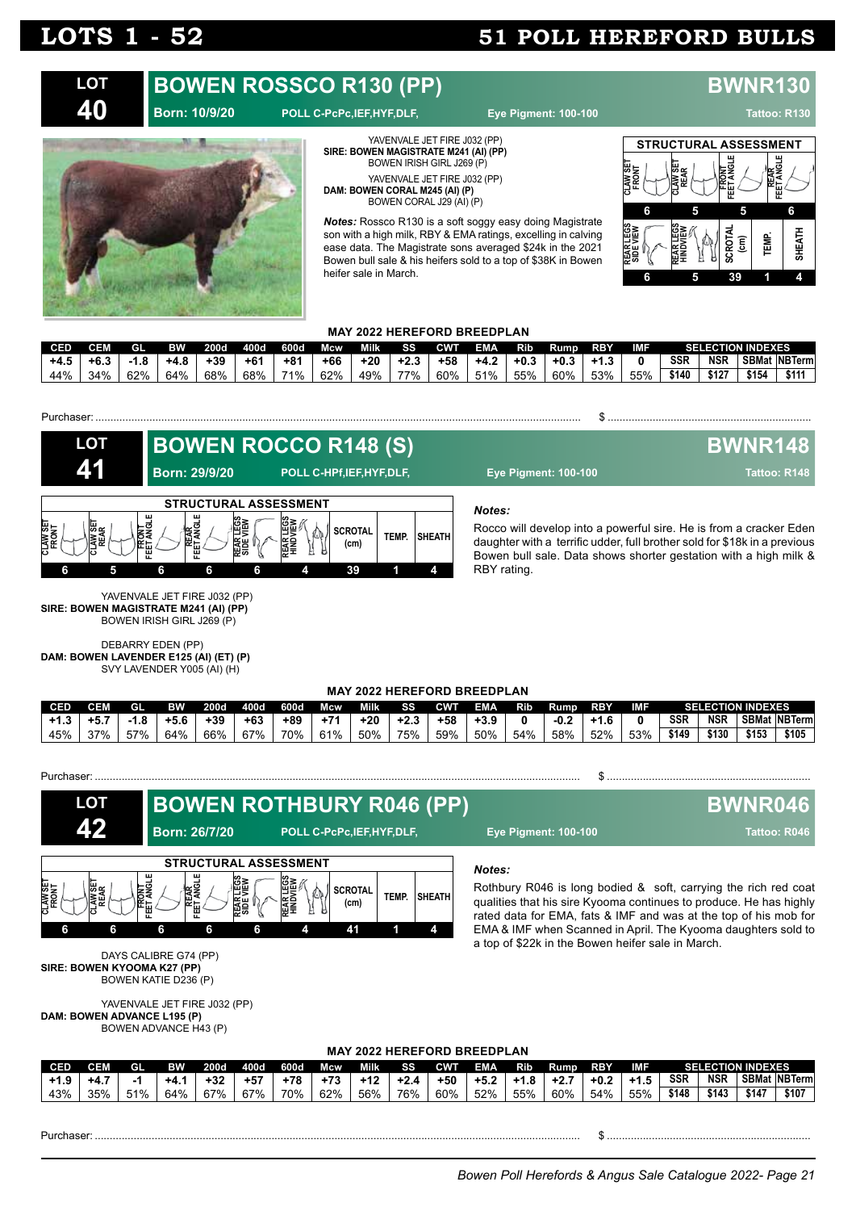# LOTS 1 - 52

# 51 POLL HEREFORD BULLS

## LOT 40 — BOWEN ROSSCO R130 (PP) — BWNR130

**Born: 10/9/20** | POLL C-PcPc,IEF,HYF,DLF, | Eye Pigment: 100-100 | Tattoo: R130

YAVENVALE JET FIRE J032 (PP)
**SIRE: BOWEN MAGISTRATE M241 (AI) (PP)**
BOWEN IRISH GIRL J269 (P)

YAVENVALE JET FIRE J032 (PP)
**DAM: BOWEN CORAL M245 (AI) (P)**
BOWEN CORAL J29 (AI) (P)

***Notes:*** Rossco R130 is a soft soggy easy doing Magistrate son with a high milk, RBY & EMA ratings, excelling in calving ease data. The Magistrate sons averaged $24k in the 2021 Bowen bull sale & his heifers sold to a top of $38K in Bowen heifer sale in March.

**STRUCTURAL ASSESSMENT**

| CLAW SET FRONT | CLAW SET REAR | FRONT FEET ANGLE | REAR FEET ANGLE | REAR LEGS SIDE VIEW | REAR LEGS HINDVIEW | SCROTAL (cm) | TEMP. | SHEATH |
|---|---|---|---|---|---|---|---|---|
| 6 | 5 | 5 | 6 | 6 | 5 | 39 | 1 | 4 |

**MAY 2022 HEREFORD BREEDPLAN**

| CED | CEM | GL | BW | 200d | 400d | 600d | Mcw | Milk | SS | CWT | EMA | Rib | Rump | RBY | IMF | SSR | NSR | SBMat | NBTerm |
|---|---|---|---|---|---|---|---|---|---|---|---|---|---|---|---|---|---|---|---|
| +4.5 | +6.3 | -1.8 | +4.8 | +39 | +61 | +81 | +66 | +20 | +2.3 | +58 | +4.2 | +0.3 | +0.3 | +1.3 | 0 | $140 | $127 | $154 | $111 |
| 44% | 34% | 62% | 64% | 68% | 68% | 71% | 62% | 49% | 77% | 60% | 51% | 55% | 60% | 53% | 55% | | | | |

Purchaser: ............................................................ $ ..........................................

## LOT 41 — BOWEN ROCCO R148 (S) — BWNR148

**Born: 29/9/20** | POLL C-HPf,IEF,HYF,DLF, | Eye Pigment: 100-100 | Tattoo: R148

**STRUCTURAL ASSESSMENT**

| CLAW SET FRONT | CLAW SET REAR | FRONT FEET ANGLE | REAR FEET ANGLE | REAR LEGS SIDE VIEW | REAR LEGS HINDVIEW | SCROTAL (cm) | TEMP. | SHEATH |
|---|---|---|---|---|---|---|---|---|
| 6 | 5 | 6 | 6 | 6 | 4 | 39 | 1 | 4 |

***Notes:***

Rocco will develop into a powerful sire. He is from a cracker Eden daughter with a terrific udder, full brother sold for $18k in a previous Bowen bull sale. Data shows shorter gestation with a high milk & RBY rating.

YAVENVALE JET FIRE J032 (PP)
**SIRE: BOWEN MAGISTRATE M241 (AI) (PP)**
BOWEN IRISH GIRL J269 (P)

DEBARRY EDEN (PP)
**DAM: BOWEN LAVENDER E125 (AI) (ET) (P)**
SVY LAVENDER Y005 (AI) (H)

**MAY 2022 HEREFORD BREEDPLAN**

| CED | CEM | GL | BW | 200d | 400d | 600d | Mcw | Milk | SS | CWT | EMA | Rib | Rump | RBY | IMF | SSR | NSR | SBMat | NBTerm |
|---|---|---|---|---|---|---|---|---|---|---|---|---|---|---|---|---|---|---|---|
| +1.3 | +5.7 | -1.8 | +5.6 | +39 | +63 | +89 | +71 | +20 | +2.3 | +58 | +3.9 | 0 | -0.2 | +1.6 | 0 | $149 | $130 | $153 | $105 |
| 45% | 37% | 57% | 64% | 66% | 67% | 70% | 61% | 50% | 75% | 59% | 50% | 54% | 58% | 52% | 53% | | | | |

Purchaser: ............................................................ $ ..........................................

## LOT 42 — BOWEN ROTHBURY R046 (PP) — BWNR046

**Born: 26/7/20** | POLL C-PcPc,IEF,HYF,DLF, | Eye Pigment: 100-100 | Tattoo: R046

**STRUCTURAL ASSESSMENT**

| CLAW SET FRONT | CLAW SET REAR | FRONT FEET ANGLE | REAR FEET ANGLE | REAR LEGS SIDE VIEW | REAR LEGS HINDVIEW | SCROTAL (cm) | TEMP. | SHEATH |
|---|---|---|---|---|---|---|---|---|
| 6 | 6 | 6 | 6 | 6 | 4 | 41 | 1 | 4 |

***Notes:***

Rothbury R046 is long bodied & soft, carrying the rich red coat qualities that his sire Kyooma continues to produce. He has highly rated data for EMA, fats & IMF and was at the top of his mob for EMA & IMF when Scanned in April. The Kyooma daughters sold to a top of $22k in the Bowen heifer sale in March.

DAYS CALIBRE G74 (PP)
**SIRE: BOWEN KYOOMA K27 (PP)**
BOWEN KATIE D236 (P)

YAVENVALE JET FIRE J032 (PP)
**DAM: BOWEN ADVANCE L195 (P)**
BOWEN ADVANCE H43 (P)

**MAY 2022 HEREFORD BREEDPLAN**

| CED | CEM | GL | BW | 200d | 400d | 600d | Mcw | Milk | SS | CWT | EMA | Rib | Rump | RBY | IMF | SSR | NSR | SBMat | NBTerm |
|---|---|---|---|---|---|---|---|---|---|---|---|---|---|---|---|---|---|---|---|
| +1.9 | +4.7 | -1 | +4.1 | +32 | +57 | +78 | +73 | +12 | +2.4 | +50 | +5.2 | +1.8 | +2.7 | +0.2 | +1.5 | $148 | $143 | $147 | $107 |
| 43% | 35% | 51% | 64% | 67% | 67% | 70% | 62% | 56% | 76% | 60% | 52% | 55% | 60% | 54% | 55% | | | | |

Purchaser: ............................................................ $ ..........................................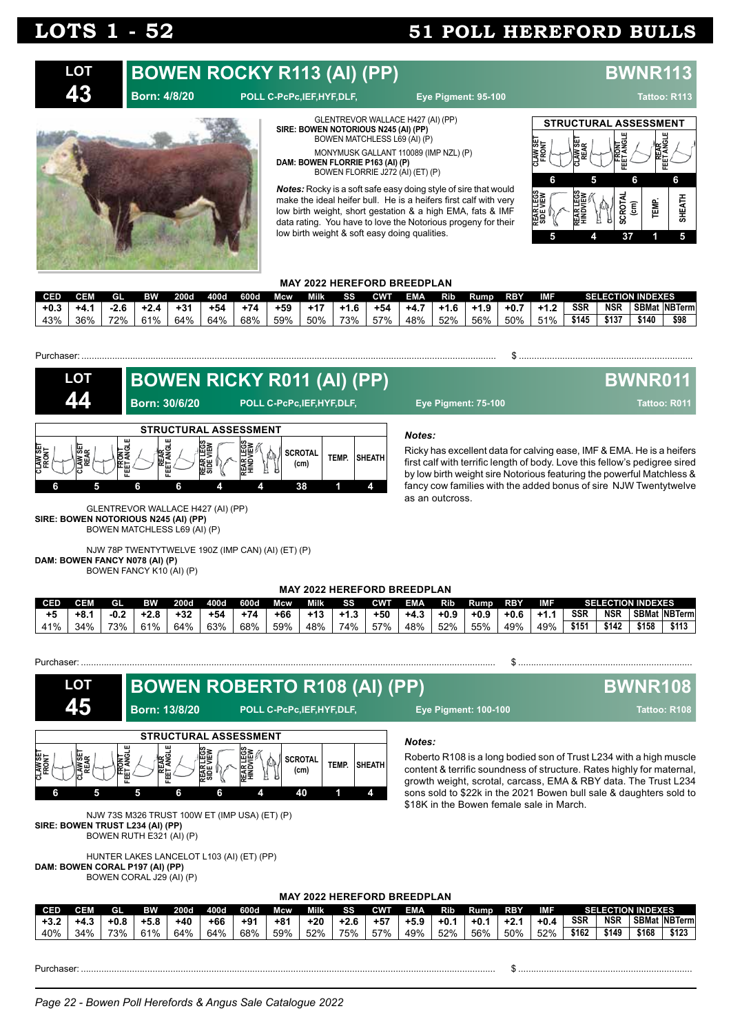# LOTS 1 - 52 — 51 POLL HEREFORD BULLS

## LOT 43 — BOWEN ROCKY R113 (AI) (PP) — BWNR113

**Born: 4/8/20** POLL C-PcPc,IEF,HYF,DLF, Eye Pigment: 95-100 Tattoo: R113

GLENTREVOR WALLACE H427 (AI) (PP)
**SIRE: BOWEN NOTORIOUS N245 (AI) (PP)**
BOWEN MATCHLESS L69 (AI) (P)

MONYMUSK GALLANT 110089 (IMP NZL) (P)
**DAM: BOWEN FLORRIE P163 (AI) (P)**
BOWEN FLORRIE J272 (AI) (ET) (P)

***Notes:*** Rocky is a soft safe easy doing style of sire that would make the ideal heifer bull. He is a heifers first calf with very low birth weight, short gestation & a high EMA, fats & IMF data rating. You have to love the Notorious progeny for their low birth weight & soft easy doing qualities.

**STRUCTURAL ASSESSMENT**

| CLAW SET FRONT | CLAW SET REAR | FRONT FEET ANGLE | REAR FEET ANGLE | REAR LEGS SIDE VIEW | REAR LEGS HINDVIEW | SCROTAL (cm) | TEMP. | SHEATH |
|---|---|---|---|---|---|---|---|---|
| 6 | 5 | 6 | 6 | 5 | 4 | 37 | 1 | 5 |

**MAY 2022 HEREFORD BREEDPLAN**

| CED | CEM | GL | BW | 200d | 400d | 600d | Mcw | Milk | SS | CWT | EMA | Rib | Rump | RBY | IMF | SSR | NSR | SBMat | NBTerm |
|---|---|---|---|---|---|---|---|---|---|---|---|---|---|---|---|---|---|---|---|
| +0.3 | +4.1 | -2.6 | +2.4 | +31 | +54 | +74 | +59 | +17 | +1.6 | +54 | +4.7 | +1.6 | +1.9 | +0.7 | +1.2 | $145 | $137 | $140 | $98 |
| 43% | 36% | 72% | 61% | 64% | 64% | 68% | 59% | 50% | 73% | 57% | 48% | 52% | 56% | 50% | 51% | | | | |

Purchaser: ........................................ $ ..........................

## LOT 44 — BOWEN RICKY R011 (AI) (PP) — BWNR011

**Born: 30/6/20** POLL C-PcPc,IEF,HYF,DLF, Eye Pigment: 75-100 Tattoo: R011

**STRUCTURAL ASSESSMENT**

| CLAW SET FRONT | CLAW SET REAR | FRONT FEET ANGLE | REAR FEET ANGLE | REAR LEGS SIDE VIEW | REAR LEGS HINDVIEW | SCROTAL (cm) | TEMP. | SHEATH |
|---|---|---|---|---|---|---|---|---|
| 6 | 5 | 6 | 6 | 4 | 4 | 38 | 1 | 4 |

GLENTREVOR WALLACE H427 (AI) (PP)
**SIRE: BOWEN NOTORIOUS N245 (AI) (PP)**
BOWEN MATCHLESS L69 (AI) (P)

NJW 78P TWENTYTWELVE 190Z (IMP CAN) (AI) (ET) (P)
**DAM: BOWEN FANCY N078 (AI) (P)**
BOWEN FANCY K10 (AI) (P)

***Notes:***
Ricky has excellent data for calving ease, IMF & EMA. He is a heifers first calf with terrific length of body. Love this fellow's pedigree sired by low birth weight sire Notorious featuring the powerful Matchless & fancy cow families with the added bonus of sire NJW Twentytwelve as an outcross.

**MAY 2022 HEREFORD BREEDPLAN**

| CED | CEM | GL | BW | 200d | 400d | 600d | Mcw | Milk | SS | CWT | EMA | Rib | Rump | RBY | IMF | SSR | NSR | SBMat | NBTerm |
|---|---|---|---|---|---|---|---|---|---|---|---|---|---|---|---|---|---|---|---|
| +5 | +8.1 | -0.2 | +2.8 | +32 | +54 | +74 | +66 | +13 | +1.3 | +50 | +4.3 | +0.9 | +0.9 | +0.6 | +1.1 | $151 | $142 | $158 | $113 |
| 41% | 34% | 73% | 61% | 64% | 63% | 68% | 59% | 48% | 74% | 57% | 48% | 52% | 55% | 49% | 49% | | | | |

Purchaser: ........................................ $ ..........................

## LOT 45 — BOWEN ROBERTO R108 (AI) (PP) — BWNR108

**Born: 13/8/20** POLL C-PcPc,IEF,HYF,DLF, Eye Pigment: 100-100 Tattoo: R108

**STRUCTURAL ASSESSMENT**

| CLAW SET FRONT | CLAW SET REAR | FRONT FEET ANGLE | REAR FEET ANGLE | REAR LEGS SIDE VIEW | REAR LEGS HINDVIEW | SCROTAL (cm) | TEMP. | SHEATH |
|---|---|---|---|---|---|---|---|---|
| 6 | 5 | 5 | 6 | 6 | 4 | 40 | 1 | 4 |

NJW 73S M326 TRUST 100W ET (IMP USA) (ET) (P)
**SIRE: BOWEN TRUST L234 (AI) (PP)**
BOWEN RUTH E321 (AI) (P)

HUNTER LAKES LANCELOT L103 (AI) (ET) (PP)
**DAM: BOWEN CORAL P197 (AI) (PP)**
BOWEN CORAL J29 (AI) (P)

***Notes:***
Roberto R108 is a long bodied son of Trust L234 with a high muscle content & terrific soundness of structure. Rates highly for maternal, growth weight, scrotal, carcass, EMA & RBY data. The Trust L234 sons sold to $22k in the 2021 Bowen bull sale & daughters sold to $18K in the Bowen female sale in March.

**MAY 2022 HEREFORD BREEDPLAN**

| CED | CEM | GL | BW | 200d | 400d | 600d | Mcw | Milk | SS | CWT | EMA | Rib | Rump | RBY | IMF | SSR | NSR | SBMat | NBTerm |
|---|---|---|---|---|---|---|---|---|---|---|---|---|---|---|---|---|---|---|---|
| +3.2 | +4.3 | +0.8 | +5.8 | +40 | +66 | +91 | +81 | +20 | +2.6 | +57 | +5.9 | +0.1 | +0.1 | +2.1 | +0.4 | $162 | $149 | $168 | $123 |
| 40% | 34% | 73% | 61% | 64% | 64% | 68% | 59% | 52% | 75% | 57% | 49% | 52% | 56% | 50% | 52% | | | | |

Purchaser: ........................................ $ ..........................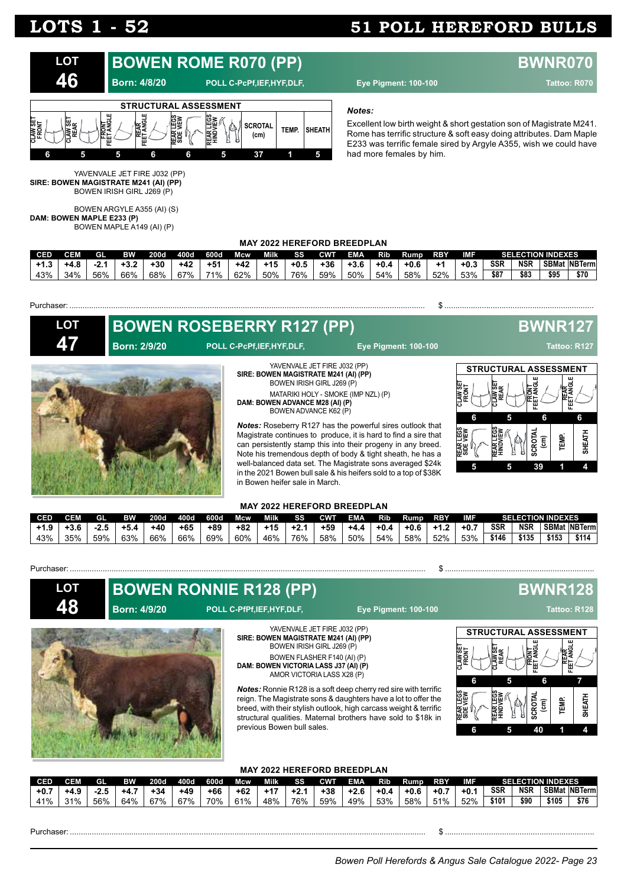# LOTS 1 - 52 — 51 POLL HEREFORD BULLS

## LOT 46 — BOWEN ROME R070 (PP) — BWNR070

**Born: 4/8/20** | POLL C-PcPf,IEF,HYF,DLF, | Eye Pigment: 100-100 | Tattoo: R070

**STRUCTURAL ASSESSMENT**

| CLAW SET FRONT | CLAW SET REAR | FRONT FEET ANGLE | REAR FEET ANGLE | REAR LEGS SIDE VIEW | REAR LEGS HINDVIEW | SCROTAL (cm) | TEMP. | SHEATH |
|---|---|---|---|---|---|---|---|---|
| 6 | 5 | 5 | 6 | 6 | 5 | 37 | 1 | 5 |

YAVENVALE JET FIRE J032 (PP)
**SIRE: BOWEN MAGISTRATE M241 (AI) (PP)**
BOWEN IRISH GIRL J269 (P)

BOWEN ARGYLE A355 (AI) (S)
**DAM: BOWEN MAPLE E233 (P)**
BOWEN MAPLE A149 (AI) (P)

***Notes:***

Excellent low birth weight & short gestation son of Magistrate M241. Rome has terrific structure & soft easy doing attributes. Dam Maple E233 was terrific female sired by Argyle A355, wish we could have had more females by him.

**MAY 2022 HEREFORD BREEDPLAN**

| CED | CEM | GL | BW | 200d | 400d | 600d | Mcw | Milk | SS | CWT | EMA | Rib | Rump | RBY | IMF | SSR | NSR | SBMat | NBTerm |
|---|---|---|---|---|---|---|---|---|---|---|---|---|---|---|---|---|---|---|---|
| | | | | | | | | | | | | | | | | SELECTION INDEXES | | | |
| +1.3 | +4.8 | -2.1 | +3.2 | +30 | +42 | +51 | +42 | +15 | +0.5 | +36 | +3.6 | +0.4 | +0.6 | +1 | +0.3 | $87 | $83 | $95 | $70 |
| 43% | 34% | 56% | 66% | 68% | 67% | 71% | 62% | 50% | 76% | 59% | 50% | 54% | 58% | 52% | 53% | | | | |

Purchaser: ........................................................ $ ........................................

## LOT 47 — BOWEN ROSEBERRY R127 (PP) — BWNR127

**Born: 2/9/20** | POLL C-PcPf,IEF,HYF,DLF, | Eye Pigment: 100-100 | Tattoo: R127

YAVENVALE JET FIRE J032 (PP)
**SIRE: BOWEN MAGISTRATE M241 (AI) (PP)**
BOWEN IRISH GIRL J269 (P)

MATARIKI HOLY - SMOKE (IMP NZL) (P)
**DAM: BOWEN ADVANCE M28 (AI) (P)**
BOWEN ADVANCE K62 (P)

***Notes:*** Roseberry R127 has the powerful sires outlook that Magistrate continues to produce, it is hard to find a sire that can persistently stamp this into their progeny in any breed. Note his tremendous depth of body & tight sheath, he has a well-balanced data set. The Magistrate sons averaged $24k in the 2021 Bowen bull sale & his heifers sold to a top of $38K in Bowen heifer sale in March.

**STRUCTURAL ASSESSMENT**

| CLAW SET FRONT | CLAW SET REAR | FRONT FEET ANGLE | REAR FEET ANGLE | REAR LEGS SIDE VIEW | REAR LEGS HINDVIEW | SCROTAL (cm) | TEMP. | SHEATH |
|---|---|---|---|---|---|---|---|---|
| 6 | 5 | 6 | 6 | 5 | 5 | 39 | 1 | 4 |

**MAY 2022 HEREFORD BREEDPLAN**

| CED | CEM | GL | BW | 200d | 400d | 600d | Mcw | Milk | SS | CWT | EMA | Rib | Rump | RBY | IMF | SSR | NSR | SBMat | NBTerm |
|---|---|---|---|---|---|---|---|---|---|---|---|---|---|---|---|---|---|---|---|
| | | | | | | | | | | | | | | | | SELECTION INDEXES | | | |
| +1.9 | +3.6 | -2.5 | +5.4 | +40 | +65 | +89 | +82 | +15 | +2.1 | +59 | +4.4 | +0.4 | +0.6 | +1.2 | +0.7 | $146 | $135 | $153 | $114 |
| 43% | 35% | 59% | 63% | 66% | 66% | 69% | 60% | 46% | 76% | 58% | 50% | 54% | 58% | 52% | 53% | | | | |

Purchaser: ........................................................ $ ........................................

## LOT 48 — BOWEN RONNIE R128 (PP) — BWNR128

**Born: 4/9/20** | POLL C-PfPf,IEF,HYF,DLF, | Eye Pigment: 100-100 | Tattoo: R128

YAVENVALE JET FIRE J032 (PP)
**SIRE: BOWEN MAGISTRATE M241 (AI) (PP)**
BOWEN IRISH GIRL J269 (P)

BOWEN FLASHER F140 (AI) (P)
**DAM: BOWEN VICTORIA LASS J37 (AI) (P)**
AMOR VICTORIA LASS X28 (P)

***Notes:*** Ronnie R128 is a soft deep cherry red sire with terrific reign. The Magistrate sons & daughters have a lot to offer the breed, with their stylish outlook, high carcass weight & terrific structural qualities. Maternal brothers have sold to $18k in previous Bowen bull sales.

**STRUCTURAL ASSESSMENT**

| CLAW SET FRONT | CLAW SET REAR | FRONT FEET ANGLE | REAR FEET ANGLE | REAR LEGS SIDE VIEW | REAR LEGS HINDVIEW | SCROTAL (cm) | TEMP. | SHEATH |
|---|---|---|---|---|---|---|---|---|
| 6 | 5 | 6 | 7 | 6 | 5 | 40 | 1 | 4 |

**MAY 2022 HEREFORD BREEDPLAN**

| CED | CEM | GL | BW | 200d | 400d | 600d | Mcw | Milk | SS | CWT | EMA | Rib | Rump | RBY | IMF | SSR | NSR | SBMat | NBTerm |
|---|---|---|---|---|---|---|---|---|---|---|---|---|---|---|---|---|---|---|---|
| | | | | | | | | | | | | | | | | SELECTION INDEXES | | | |
| +0.7 | +4.9 | -2.5 | +4.7 | +34 | +49 | +66 | +62 | +17 | +2.1 | +38 | +2.6 | +0.4 | +0.6 | +0.7 | +0.1 | $101 | $90 | $105 | $76 |
| 41% | 31% | 56% | 64% | 67% | 67% | 70% | 61% | 48% | 76% | 59% | 49% | 53% | 58% | 51% | 52% | | | | |

Purchaser: ........................................................ $ ........................................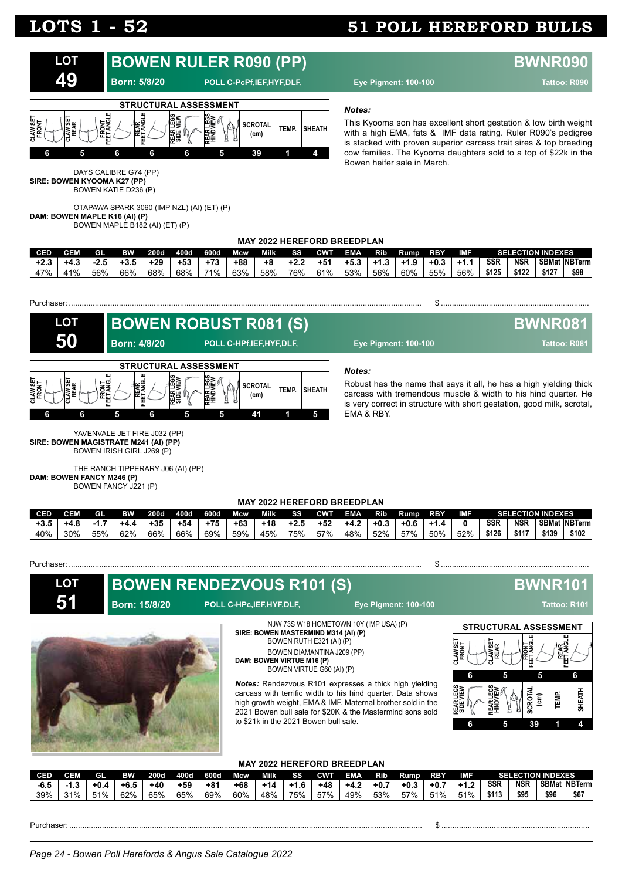# LOTS 1 - 52 — 51 POLL HEREFORD BULLS

## LOT 49 — BOWEN RULER R090 (PP) — BWNR090

**Born: 5/8/20** POLL C-PcPf,IEF,HYF,DLF, Eye Pigment: 100-100 Tattoo: R090

| STRUCTURAL ASSESSMENT | | | | | | | | |
|---|---|---|---|---|---|---|---|---|
| CLAW SET FRONT | CLAW SET REAR | FRONT FEET ANGLE | REAR FEET ANGLE | REAR LEGS SIDE VIEW | REAR LEGS HINDVIEW | SCROTAL (cm) | TEMP. | SHEATH |
| 6 | 5 | 6 | 6 | 6 | 5 | 39 | 1 | 4 |

*Notes:*

This Kyooma son has excellent short gestation & low birth weight with a high EMA, fats & IMF data rating. Ruler R090's pedigree is stacked with proven superior carcass trait sires & top breeding cow families. The Kyooma daughters sold to a top of $22k in the Bowen heifer sale in March.

DAYS CALIBRE G74 (PP)
**SIRE: BOWEN KYOOMA K27 (PP)**
BOWEN KATIE D236 (P)

OTAPAWA SPARK 3060 (IMP NZL) (AI) (ET) (P)
**DAM: BOWEN MAPLE K16 (AI) (P)**
BOWEN MAPLE B182 (AI) (ET) (P)

**MAY 2022 HEREFORD BREEDPLAN**

| CED | CEM | GL | BW | 200d | 400d | 600d | Mcw | Milk | SS | CWT | EMA | Rib | Rump | RBY | IMF | SSR | NSR | SBMat | NBTerm |
|---|---|---|---|---|---|---|---|---|---|---|---|---|---|---|---|---|---|---|---|
| +2.3 | +4.3 | -2.5 | +3.5 | +29 | +53 | +73 | +88 | +8 | +2.2 | +51 | +5.3 | +1.3 | +1.9 | +0.3 | +1.1 | $125 | $122 | $127 | $98 |
| 47% | 41% | 56% | 66% | 68% | 68% | 71% | 63% | 58% | 76% | 61% | 53% | 56% | 60% | 55% | 56% | | | | |

Purchaser: ........................................ $ ........................................

## LOT 50 — BOWEN ROBUST R081 (S) — BWNR081

**Born: 4/8/20** POLL C-HPf,IEF,HYF,DLF, Eye Pigment: 100-100 Tattoo: R081

| STRUCTURAL ASSESSMENT | | | | | | | | |
|---|---|---|---|---|---|---|---|---|
| CLAW SET FRONT | CLAW SET REAR | FRONT FEET ANGLE | REAR FEET ANGLE | REAR LEGS SIDE VIEW | REAR LEGS HINDVIEW | SCROTAL (cm) | TEMP. | SHEATH |
| 6 | 6 | 5 | 6 | 5 | 5 | 41 | 1 | 5 |

*Notes:*

Robust has the name that says it all, he has a high yielding thick carcass with tremendous muscle & width to his hind quarter. He is very correct in structure with short gestation, good milk, scrotal, EMA & RBY.

YAVENVALE JET FIRE J032 (PP)
**SIRE: BOWEN MAGISTRATE M241 (AI) (PP)**
BOWEN IRISH GIRL J269 (P)

THE RANCH TIPPERARY J06 (AI) (PP)
**DAM: BOWEN FANCY M246 (P)**
BOWEN FANCY J221 (P)

**MAY 2022 HEREFORD BREEDPLAN**

| CED | CEM | GL | BW | 200d | 400d | 600d | Mcw | Milk | SS | CWT | EMA | Rib | Rump | RBY | IMF | SSR | NSR | SBMat | NBTerm |
|---|---|---|---|---|---|---|---|---|---|---|---|---|---|---|---|---|---|---|---|
| +3.5 | +4.8 | -1.7 | +4.4 | +35 | +54 | +75 | +63 | +18 | +2.5 | +52 | +4.2 | +0.3 | +0.6 | +1.4 | 0 | $126 | $117 | $139 | $102 |
| 40% | 30% | 55% | 62% | 66% | 66% | 69% | 59% | 45% | 75% | 57% | 48% | 52% | 57% | 50% | 52% | | | | |

Purchaser: ........................................ $ ........................................

## LOT 51 — BOWEN RENDEZVOUS R101 (S) — BWNR101

**Born: 15/8/20** POLL C-HPc,IEF,HYF,DLF, Eye Pigment: 100-100 Tattoo: R101

NJW 73S W18 HOMETOWN 10Y (IMP USA) (P)
**SIRE: BOWEN MASTERMIND M314 (AI) (P)**
BOWEN RUTH E321 (AI) (P)

BOWEN DIAMANTINA J209 (PP)
**DAM: BOWEN VIRTUE M16 (P)**
BOWEN VIRTUE G60 (AI) (P)

***Notes:*** Rendezvous R101 expresses a thick high yielding carcass with terrific width to his hind quarter. Data shows high growth weight, EMA & IMF. Maternal brother sold in the 2021 Bowen bull sale for $20K & the Mastermind sons sold to $21k in the 2021 Bowen bull sale.

| STRUCTURAL ASSESSMENT | | | | | | | | |
|---|---|---|---|---|---|---|---|---|
| CLAW SET FRONT | CLAW SET REAR | FRONT FEET ANGLE | REAR FEET ANGLE | REAR LEGS SIDE VIEW | REAR LEGS HINDVIEW | SCROTAL (cm) | TEMP. | SHEATH |
| 6 | 5 | 5 | 6 | 6 | 5 | 39 | 1 | 4 |

**MAY 2022 HEREFORD BREEDPLAN**

| CED | CEM | GL | BW | 200d | 400d | 600d | Mcw | Milk | SS | CWT | EMA | Rib | Rump | RBY | IMF | SSR | NSR | SBMat | NBTerm |
|---|---|---|---|---|---|---|---|---|---|---|---|---|---|---|---|---|---|---|---|
| -6.5 | -1.3 | +0.4 | +6.5 | +40 | +59 | +81 | +68 | +14 | +1.6 | +48 | +4.2 | +0.7 | +0.3 | +0.7 | +1.2 | $113 | $95 | $96 | $67 |
| 39% | 31% | 51% | 62% | 65% | 65% | 69% | 60% | 48% | 75% | 57% | 49% | 53% | 57% | 51% | 51% | | | | |

Purchaser: ........................................ $ ........................................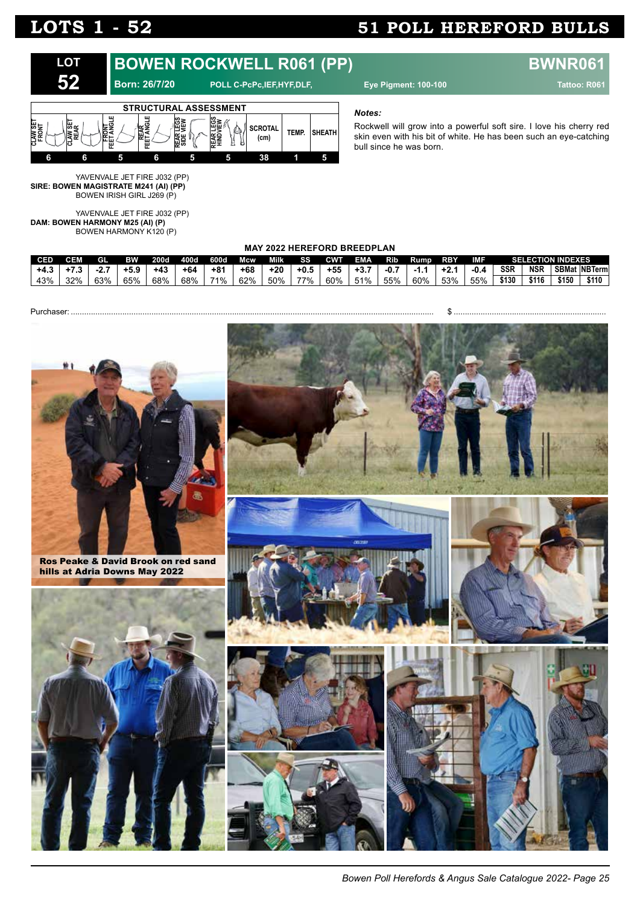# LOTS 1 - 52 — 51 POLL HEREFORD BULLS

## LOT 52 — BOWEN ROCKWELL R061 (PP) — BWNR061

**Born: 26/7/20** POLL C-PcPc,IEF,HYF,DLF, Eye Pigment: 100-100 Tattoo: R061

**STRUCTURAL ASSESSMENT**

| CLAW SET FRONT | CLAW SET REAR | FRONT FEET ANGLE | REAR FEET ANGLE | REAR LEGS SIDE VIEW | REAR LEGS HIND VIEW | SCROTAL (cm) | TEMP. | SHEATH |
|---|---|---|---|---|---|---|---|---|
| 6 | 6 | 5 | 6 | 5 | 5 | 38 | 1 | 5 |

***Notes:***

Rockwell will grow into a powerful soft sire. I love his cherry red skin even with his bit of white. He has been such an eye-catching bull since he was born.

YAVENVALE JET FIRE J032 (PP)
**SIRE: BOWEN MAGISTRATE M241 (AI) (PP)**
BOWEN IRISH GIRL J269 (P)

YAVENVALE JET FIRE J032 (PP)
**DAM: BOWEN HARMONY M25 (AI) (P)**
BOWEN HARMONY K120 (P)

**MAY 2022 HEREFORD BREEDPLAN**

| CED | CEM | GL | BW | 200d | 400d | 600d | Mcw | Milk | SS | CWT | EMA | Rib | Rump | RBY | IMF | SSR | NSR | SBMat | NBTerm |
|---|---|---|---|---|---|---|---|---|---|---|---|---|---|---|---|---|---|---|---|
| | | | | | | | | | | | | | | | | SELECTION INDEXES | | | |
| +4.3 | +7.3 | -2.7 | +5.9 | +43 | +64 | +81 | +68 | +20 | +0.5 | +55 | +3.7 | -0.7 | -1.1 | +2.1 | -0.4 | $130 | $116 | $150 | $110 |
| 43% | 32% | 63% | 65% | 68% | 68% | 71% | 62% | 50% | 77% | 60% | 51% | 55% | 60% | 53% | 55% | | | | |

Purchaser: ........................................................................ $ ........................................

Ros Peake & David Brook on red sand hills at Adria Downs May 2022